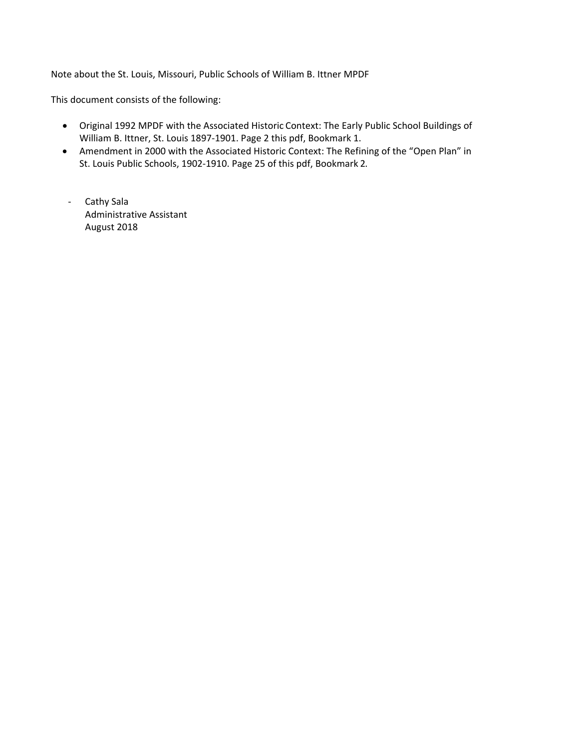Note about the St. Louis, Missouri, Public Schools of William B. Ittner MPDF

This document consists of the following:

- Original 1992 MPDF with the Associated Historic Context: The Early Public School Buildings of William B. Ittner, St. Louis 1897-1901. Page 2 this pdf, Bookmark 1.
- Amendment in 2000 with the Associated Historic Context: The Refining of the "Open Plan" in St. Louis Public Schools, 1902-1910. Page 25 of this pdf, Bookmark 2.

- Cathy Sala
  Administrative Assistant
  August 2018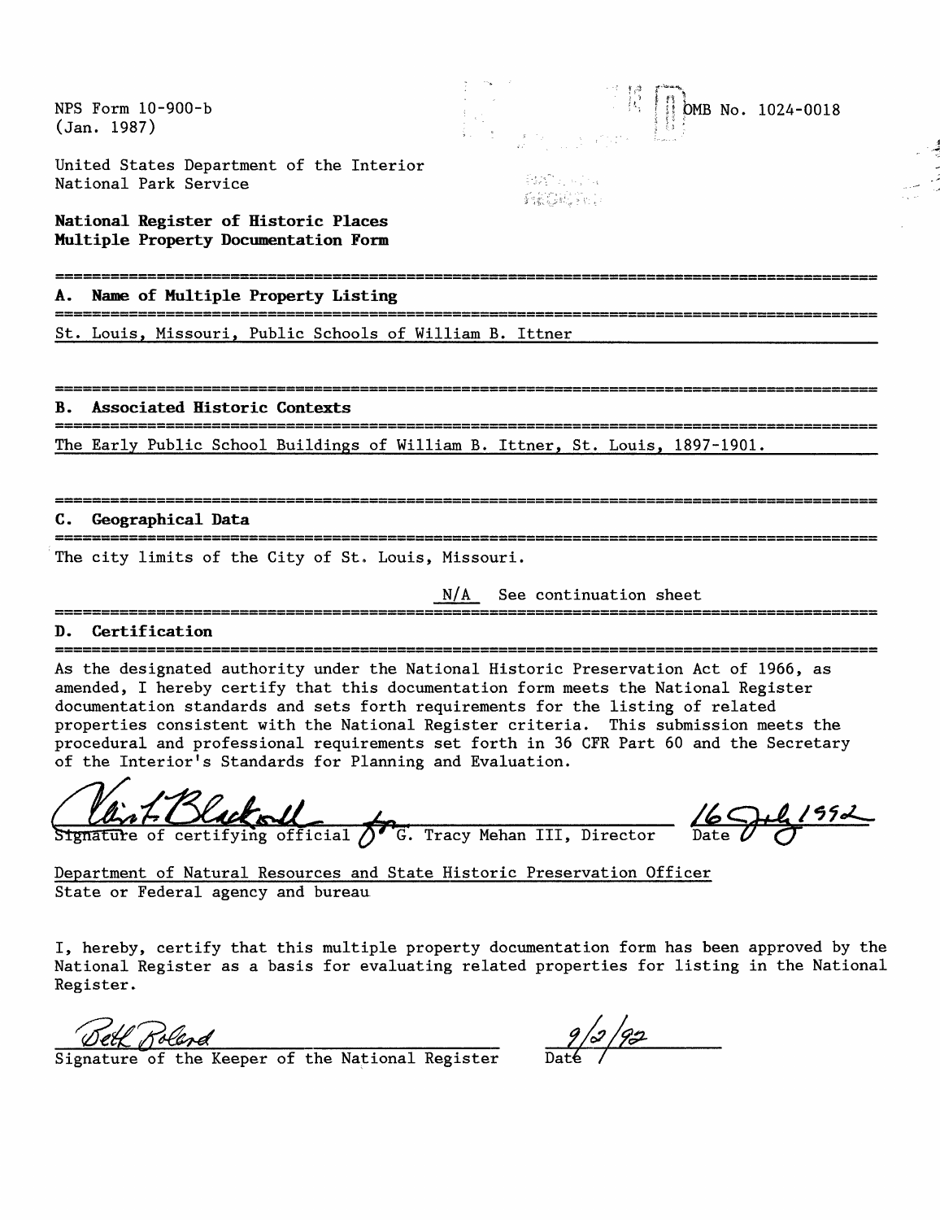NPS Form 10-900-b
(Jan. 1987)

OMB No. 1024-0018

United States Department of the Interior
National Park Service

**National Register of Historic Places**
**Multiple Property Documentation Form**

## A. Name of Multiple Property Listing

St. Louis, Missouri, Public Schools of William B. Ittner

## B. Associated Historic Contexts

The Early Public School Buildings of William B. Ittner, St. Louis, 1897-1901.

## C. Geographical Data

The city limits of the City of St. Louis, Missouri.

N/A See continuation sheet

## D. Certification

As the designated authority under the National Historic Preservation Act of 1966, as amended, I hereby certify that this documentation form meets the National Register documentation standards and sets forth requirements for the listing of related properties consistent with the National Register criteria. This submission meets the procedural and professional requirements set forth in 36 CFR Part 60 and the Secretary of the Interior's Standards for Planning and Evaluation.

Signature of certifying official for G. Tracy Mehan III, Director — Date 16 July 1992

Department of Natural Resources and State Historic Preservation Officer
State or Federal agency and bureau

I, hereby, certify that this multiple property documentation form has been approved by the National Register as a basis for evaluating related properties for listing in the National Register.

Signature of the Keeper of the National Register — Date 9/2/92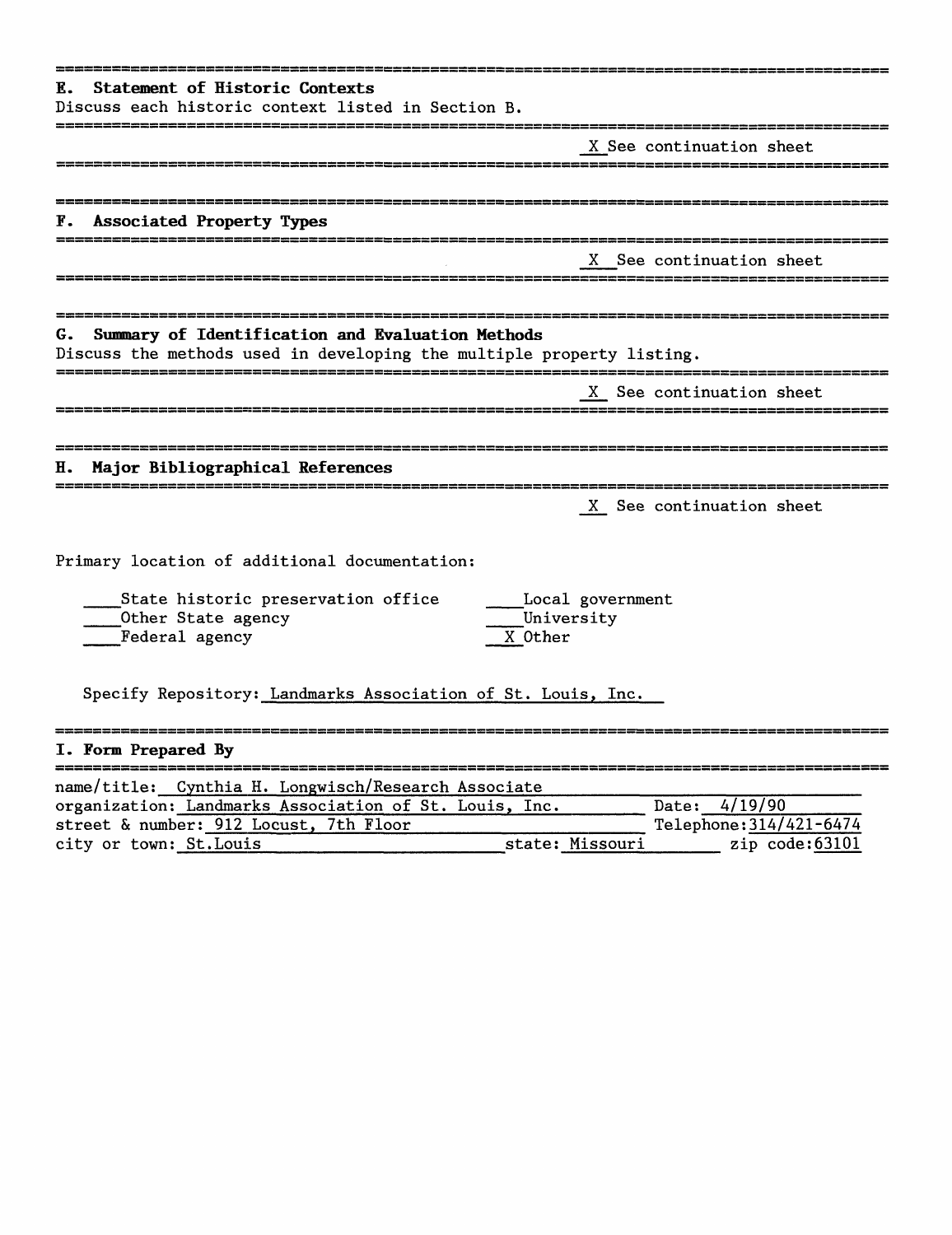## E. Statement of Historic Contexts

Discuss each historic context listed in Section B.

X See continuation sheet

## F. Associated Property Types

X See continuation sheet

## G. Summary of Identification and Evaluation Methods

Discuss the methods used in developing the multiple property listing.

X See continuation sheet

## H. Major Bibliographical References

X See continuation sheet

Primary location of additional documentation:

- ___ State historic preservation office
- ___ Other State agency
- ___ Federal agency
- ___ Local government
- ___ University
- X Other

Specify Repository: Landmarks Association of St. Louis, Inc.

## I. Form Prepared By

name/title: Cynthia H. Longwisch/Research Associate
organization: Landmarks Association of St. Louis, Inc. Date: 4/19/90
street & number: 912 Locust, 7th Floor Telephone: 314/421-6474
city or town: St.Louis state: Missouri zip code: 63101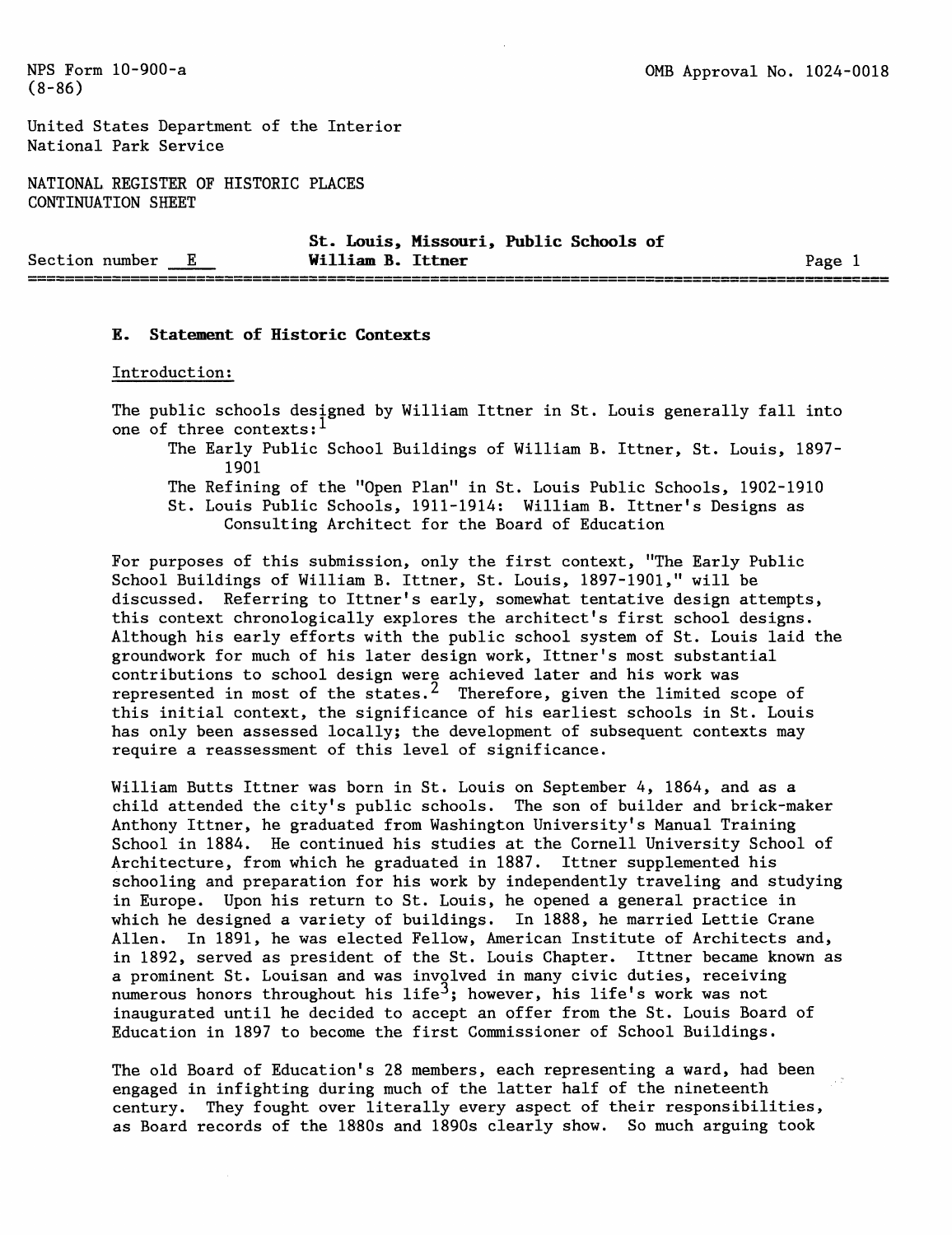## E. Statement of Historic Contexts

Introduction:

The public schools designed by William Ittner in St. Louis generally fall into one of three contexts:[1]

- The Early Public School Buildings of William B. Ittner, St. Louis, 1897-1901
- The Refining of the "Open Plan" in St. Louis Public Schools, 1902-1910
- St. Louis Public Schools, 1911-1914: William B. Ittner's Designs as Consulting Architect for the Board of Education

For purposes of this submission, only the first context, "The Early Public School Buildings of William B. Ittner, St. Louis, 1897-1901," will be discussed. Referring to Ittner's early, somewhat tentative design attempts, this context chronologically explores the architect's first school designs. Although his early efforts with the public school system of St. Louis laid the groundwork for much of his later design work, Ittner's most substantial contributions to school design were achieved later and his work was represented in most of the states.[2] Therefore, given the limited scope of this initial context, the significance of his earliest schools in St. Louis has only been assessed locally; the development of subsequent contexts may require a reassessment of this level of significance.

William Butts Ittner was born in St. Louis on September 4, 1864, and as a child attended the city's public schools. The son of builder and brick-maker Anthony Ittner, he graduated from Washington University's Manual Training School in 1884. He continued his studies at the Cornell University School of Architecture, from which he graduated in 1887. Ittner supplemented his schooling and preparation for his work by independently traveling and studying in Europe. Upon his return to St. Louis, he opened a general practice in which he designed a variety of buildings. In 1888, he married Lettie Crane Allen. In 1891, he was elected Fellow, American Institute of Architects and, in 1892, served as president of the St. Louis Chapter. Ittner became known as a prominent St. Louisan and was involved in many civic duties, receiving numerous honors throughout his life[3]; however, his life's work was not inaugurated until he decided to accept an offer from the St. Louis Board of Education in 1897 to become the first Commissioner of School Buildings.

The old Board of Education's 28 members, each representing a ward, had been engaged in infighting during much of the latter half of the nineteenth century. They fought over literally every aspect of their responsibilities, as Board records of the 1880s and 1890s clearly show. So much arguing took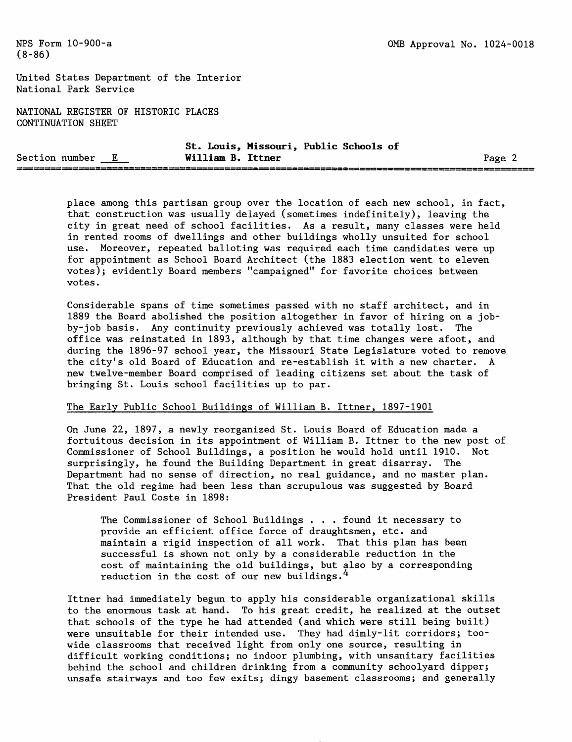place among this partisan group over the location of each new school, in fact, that construction was usually delayed (sometimes indefinitely), leaving the city in great need of school facilities. As a result, many classes were held in rented rooms of dwellings and other buildings wholly unsuited for school use. Moreover, repeated balloting was required each time candidates were up for appointment as School Board Architect (the 1883 election went to eleven votes); evidently Board members "campaigned" for favorite choices between votes.

Considerable spans of time sometimes passed with no staff architect, and in 1889 the Board abolished the position altogether in favor of hiring on a job-by-job basis. Any continuity previously achieved was totally lost. The office was reinstated in 1893, although by that time changes were afoot, and during the 1896-97 school year, the Missouri State Legislature voted to remove the city's old Board of Education and re-establish it with a new charter. A new twelve-member Board comprised of leading citizens set about the task of bringing St. Louis school facilities up to par.

## The Early Public School Buildings of William B. Ittner, 1897-1901

On June 22, 1897, a newly reorganized St. Louis Board of Education made a fortuitous decision in its appointment of William B. Ittner to the new post of Commissioner of School Buildings, a position he would hold until 1910. Not surprisingly, he found the Building Department in great disarray. The Department had no sense of direction, no real guidance, and no master plan. That the old regime had been less than scrupulous was suggested by Board President Paul Coste in 1898:

> The Commissioner of School Buildings . . . found it necessary to provide an efficient office force of draughtsmen, etc. and maintain a rigid inspection of all work. That this plan has been successful is shown not only by a considerable reduction in the cost of maintaining the old buildings, but also by a corresponding reduction in the cost of our new buildings.[4]

Ittner had immediately begun to apply his considerable organizational skills to the enormous task at hand. To his great credit, he realized at the outset that schools of the type he had attended (and which were still being built) were unsuitable for their intended use. They had dimly-lit corridors; too-wide classrooms that received light from only one source, resulting in difficult working conditions; no indoor plumbing, with unsanitary facilities behind the school and children drinking from a community schoolyard dipper; unsafe stairways and too few exits; dingy basement classrooms; and generally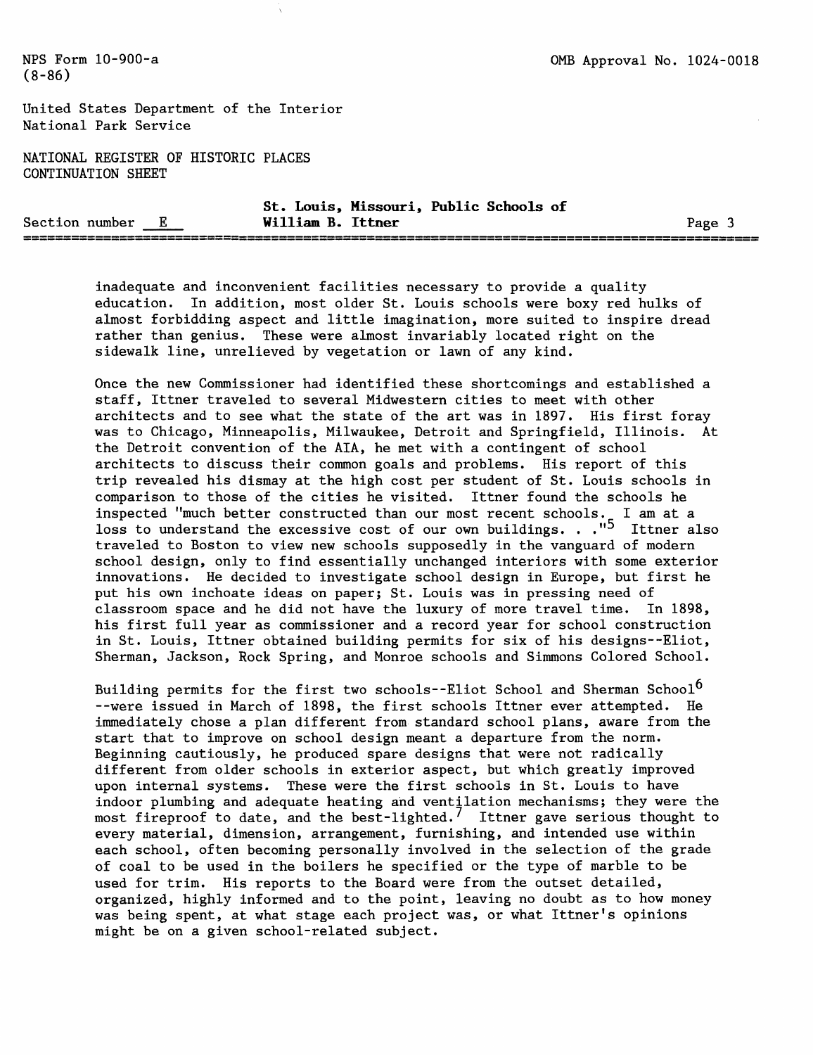inadequate and inconvenient facilities necessary to provide a quality education. In addition, most older St. Louis schools were boxy red hulks of almost forbidding aspect and little imagination, more suited to inspire dread rather than genius. These were almost invariably located right on the sidewalk line, unrelieved by vegetation or lawn of any kind.

Once the new Commissioner had identified these shortcomings and established a staff, Ittner traveled to several Midwestern cities to meet with other architects and to see what the state of the art was in 1897. His first foray was to Chicago, Minneapolis, Milwaukee, Detroit and Springfield, Illinois. At the Detroit convention of the AIA, he met with a contingent of school architects to discuss their common goals and problems. His report of this trip revealed his dismay at the high cost per student of St. Louis schools in comparison to those of the cities he visited. Ittner found the schools he inspected "much better constructed than our most recent schools. I am at a loss to understand the excessive cost of our own buildings. . ."[5] Ittner also traveled to Boston to view new schools supposedly in the vanguard of modern school design, only to find essentially unchanged interiors with some exterior innovations. He decided to investigate school design in Europe, but first he put his own inchoate ideas on paper; St. Louis was in pressing need of classroom space and he did not have the luxury of more travel time. In 1898, his first full year as commissioner and a record year for school construction in St. Louis, Ittner obtained building permits for six of his designs--Eliot, Sherman, Jackson, Rock Spring, and Monroe schools and Simmons Colored School.

Building permits for the first two schools--Eliot School and Sherman School[6] --were issued in March of 1898, the first schools Ittner ever attempted. He immediately chose a plan different from standard school plans, aware from the start that to improve on school design meant a departure from the norm. Beginning cautiously, he produced spare designs that were not radically different from older schools in exterior aspect, but which greatly improved upon internal systems. These were the first schools in St. Louis to have indoor plumbing and adequate heating and ventilation mechanisms; they were the most fireproof to date, and the best-lighted.[7] Ittner gave serious thought to every material, dimension, arrangement, furnishing, and intended use within each school, often becoming personally involved in the selection of the grade of coal to be used in the boilers he specified or the type of marble to be used for trim. His reports to the Board were from the outset detailed, organized, highly informed and to the point, leaving no doubt as to how money was being spent, at what stage each project was, or what Ittner's opinions might be on a given school-related subject.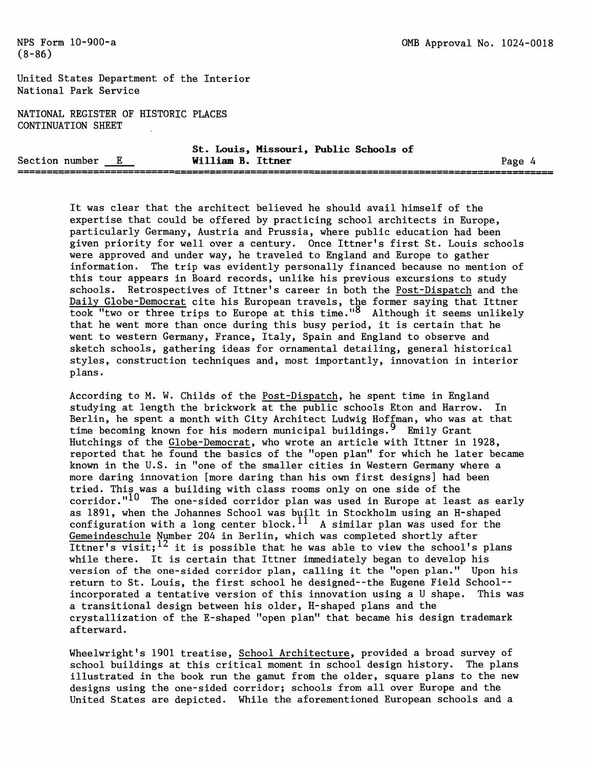It was clear that the architect believed he should avail himself of the expertise that could be offered by practicing school architects in Europe, particularly Germany, Austria and Prussia, where public education had been given priority for well over a century. Once Ittner's first St. Louis schools were approved and under way, he traveled to England and Europe to gather information. The trip was evidently personally financed because no mention of this tour appears in Board records, unlike his previous excursions to study schools. Retrospectives of Ittner's career in both the Post-Dispatch and the Daily Globe-Democrat cite his European travels, the former saying that Ittner took "two or three trips to Europe at this time."[8] Although it seems unlikely that he went more than once during this busy period, it is certain that he went to western Germany, France, Italy, Spain and England to observe and sketch schools, gathering ideas for ornamental detailing, general historical styles, construction techniques and, most importantly, innovation in interior plans.

According to M. W. Childs of the Post-Dispatch, he spent time in England studying at length the brickwork at the public schools Eton and Harrow. In Berlin, he spent a month with City Architect Ludwig Hoffman, who was at that time becoming known for his modern municipal buildings.[9] Emily Grant Hutchings of the Globe-Democrat, who wrote an article with Ittner in 1928, reported that he found the basics of the "open plan" for which he later became known in the U.S. in "one of the smaller cities in Western Germany where a more daring innovation [more daring than his own first designs] had been tried. This was a building with class rooms only on one side of the corridor."[10] The one-sided corridor plan was used in Europe at least as early as 1891, when the Johannes School was built in Stockholm using an H-shaped configuration with a long center block.[11] A similar plan was used for the Gemeindeschule Number 204 in Berlin, which was completed shortly after Ittner's visit;[12] it is possible that he was able to view the school's plans while there. It is certain that Ittner immediately began to develop his version of the one-sided corridor plan, calling it the "open plan." Upon his return to St. Louis, the first school he designed--the Eugene Field School--incorporated a tentative version of this innovation using a U shape. This was a transitional design between his older, H-shaped plans and the crystallization of the E-shaped "open plan" that became his design trademark afterward.

Wheelwright's 1901 treatise, School Architecture, provided a broad survey of school buildings at this critical moment in school design history. The plans illustrated in the book run the gamut from the older, square plans to the new designs using the one-sided corridor; schools from all over Europe and the United States are depicted. While the aforementioned European schools and a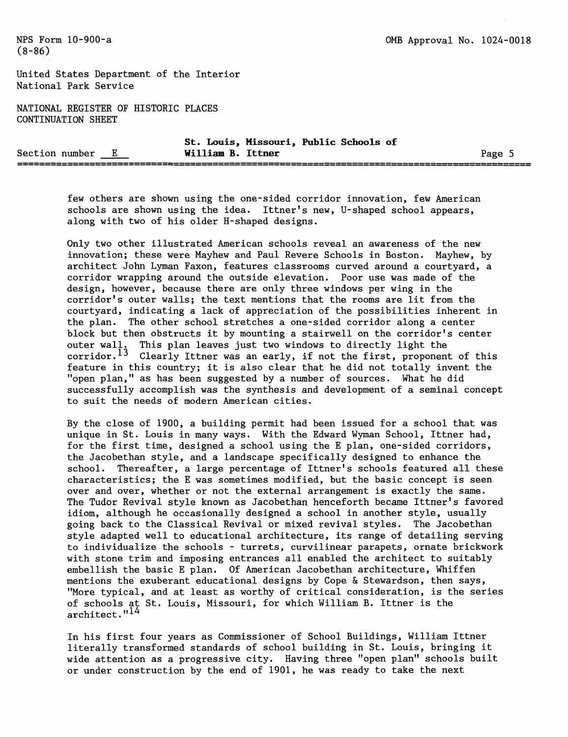few others are shown using the one-sided corridor innovation, few American schools are shown using the idea. Ittner's new, U-shaped school appears, along with two of his older H-shaped designs.

Only two other illustrated American schools reveal an awareness of the new innovation; these were Mayhew and Paul Revere Schools in Boston. Mayhew, by architect John Lyman Faxon, features classrooms curved around a courtyard, a corridor wrapping around the outside elevation. Poor use was made of the design, however, because there are only three windows per wing in the corridor's outer walls; the text mentions that the rooms are lit from the courtyard, indicating a lack of appreciation of the possibilities inherent in the plan. The other school stretches a one-sided corridor along a center block but then obstructs it by mounting a stairwell on the corridor's center outer wall. This plan leaves just two windows to directly light the corridor.[13] Clearly Ittner was an early, if not the first, proponent of this feature in this country; it is also clear that he did not totally invent the "open plan," as has been suggested by a number of sources. What he did successfully accomplish was the synthesis and development of a seminal concept to suit the needs of modern American cities.

By the close of 1900, a building permit had been issued for a school that was unique in St. Louis in many ways. With the Edward Wyman School, Ittner had, for the first time, designed a school using the E plan, one-sided corridors, the Jacobethan style, and a landscape specifically designed to enhance the school. Thereafter, a large percentage of Ittner's schools featured all these characteristics; the E was sometimes modified, but the basic concept is seen over and over, whether or not the external arrangement is exactly the same. The Tudor Revival style known as Jacobethan henceforth became Ittner's favored idiom, although he occasionally designed a school in another style, usually going back to the Classical Revival or mixed revival styles. The Jacobethan style adapted well to educational architecture, its range of detailing serving to individualize the schools - turrets, curvilinear parapets, ornate brickwork with stone trim and imposing entrances all enabled the architect to suitably embellish the basic E plan. Of American Jacobethan architecture, Whiffen mentions the exuberant educational designs by Cope & Stewardson, then says, "More typical, and at least as worthy of critical consideration, is the series of schools at St. Louis, Missouri, for which William B. Ittner is the architect."[14]

In his first four years as Commissioner of School Buildings, William Ittner literally transformed standards of school building in St. Louis, bringing it wide attention as a progressive city. Having three "open plan" schools built or under construction by the end of 1901, he was ready to take the next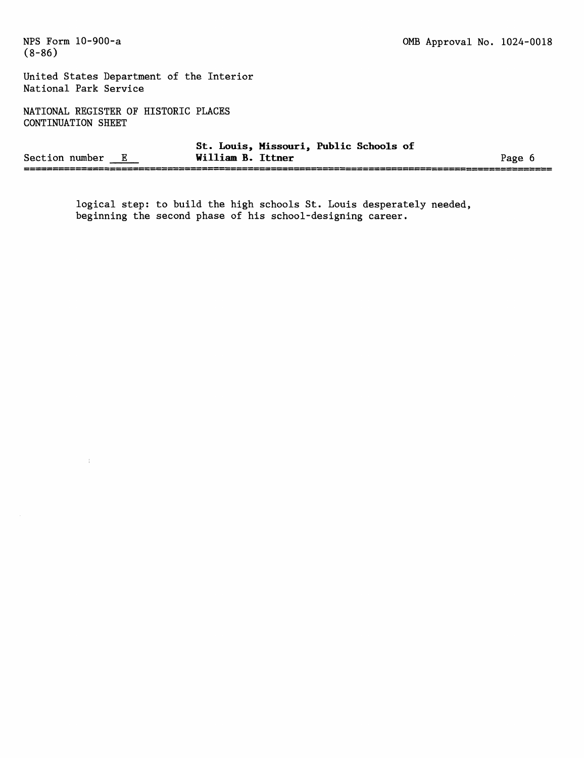logical step: to build the high schools St. Louis desperately needed, beginning the second phase of his school-designing career.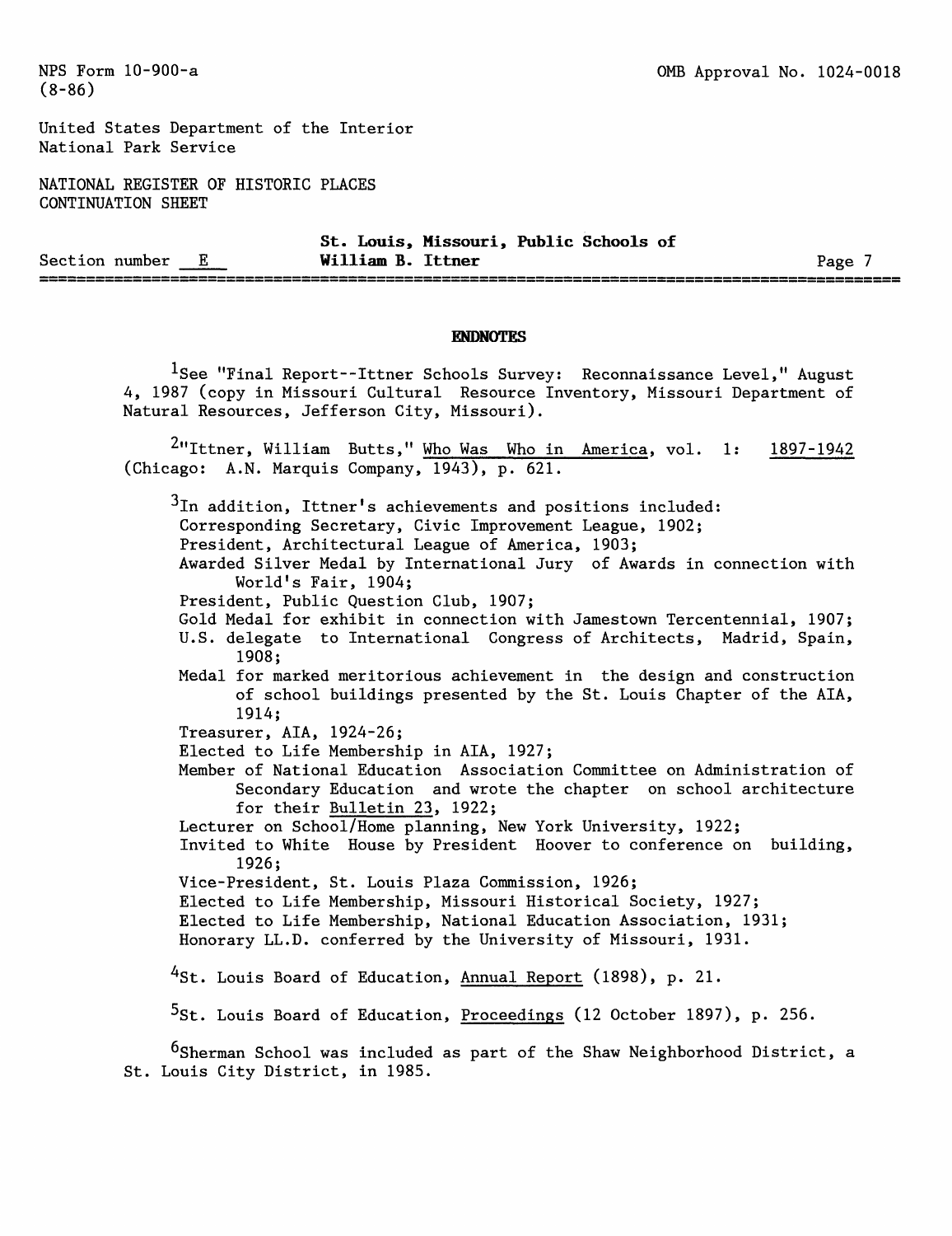## ENDNOTES

[1]See "Final Report--Ittner Schools Survey: Reconnaissance Level," August 4, 1987 (copy in Missouri Cultural Resource Inventory, Missouri Department of Natural Resources, Jefferson City, Missouri).

[2]"Ittner, William Butts," Who Was Who in America, vol. 1: 1897-1942 (Chicago: A.N. Marquis Company, 1943), p. 621.

[3]In addition, Ittner's achievements and positions included:

- Corresponding Secretary, Civic Improvement League, 1902;
- President, Architectural League of America, 1903;
- Awarded Silver Medal by International Jury of Awards in connection with World's Fair, 1904;
- President, Public Question Club, 1907;
- Gold Medal for exhibit in connection with Jamestown Tercentennial, 1907;
- U.S. delegate to International Congress of Architects, Madrid, Spain, 1908;
- Medal for marked meritorious achievement in the design and construction of school buildings presented by the St. Louis Chapter of the AIA, 1914;
- Treasurer, AIA, 1924-26;
- Elected to Life Membership in AIA, 1927;
- Member of National Education Association Committee on Administration of Secondary Education and wrote the chapter on school architecture for their Bulletin 23, 1922;
- Lecturer on School/Home planning, New York University, 1922;
- Invited to White House by President Hoover to conference on building, 1926;
- Vice-President, St. Louis Plaza Commission, 1926;
- Elected to Life Membership, Missouri Historical Society, 1927;
- Elected to Life Membership, National Education Association, 1931;
- Honorary LL.D. conferred by the University of Missouri, 1931.

[4]St. Louis Board of Education, Annual Report (1898), p. 21.

[5]St. Louis Board of Education, Proceedings (12 October 1897), p. 256.

[6]Sherman School was included as part of the Shaw Neighborhood District, a St. Louis City District, in 1985.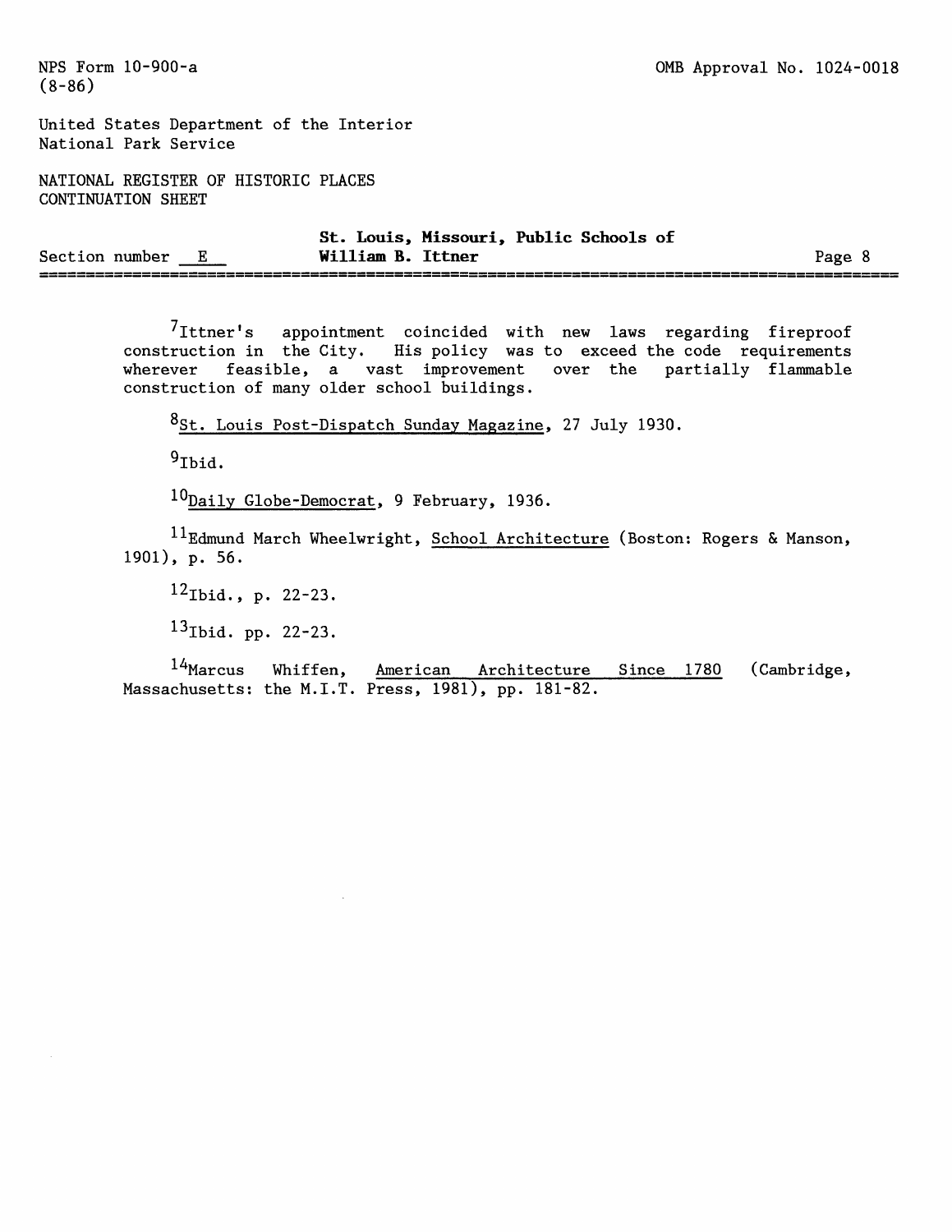[7]Ittner's appointment coincided with new laws regarding fireproof construction in the City. His policy was to exceed the code requirements wherever feasible, a vast improvement over the partially flammable construction of many older school buildings.

[8]St. Louis Post-Dispatch Sunday Magazine, 27 July 1930.

[9]Ibid.

[10]Daily Globe-Democrat, 9 February, 1936.

[11]Edmund March Wheelwright, School Architecture (Boston: Rogers & Manson, 1901), p. 56.

[12]Ibid., p. 22-23.

[13]Ibid. pp. 22-23.

[14]Marcus Whiffen, American Architecture Since 1780 (Cambridge, Massachusetts: the M.I.T. Press, 1981), pp. 181-82.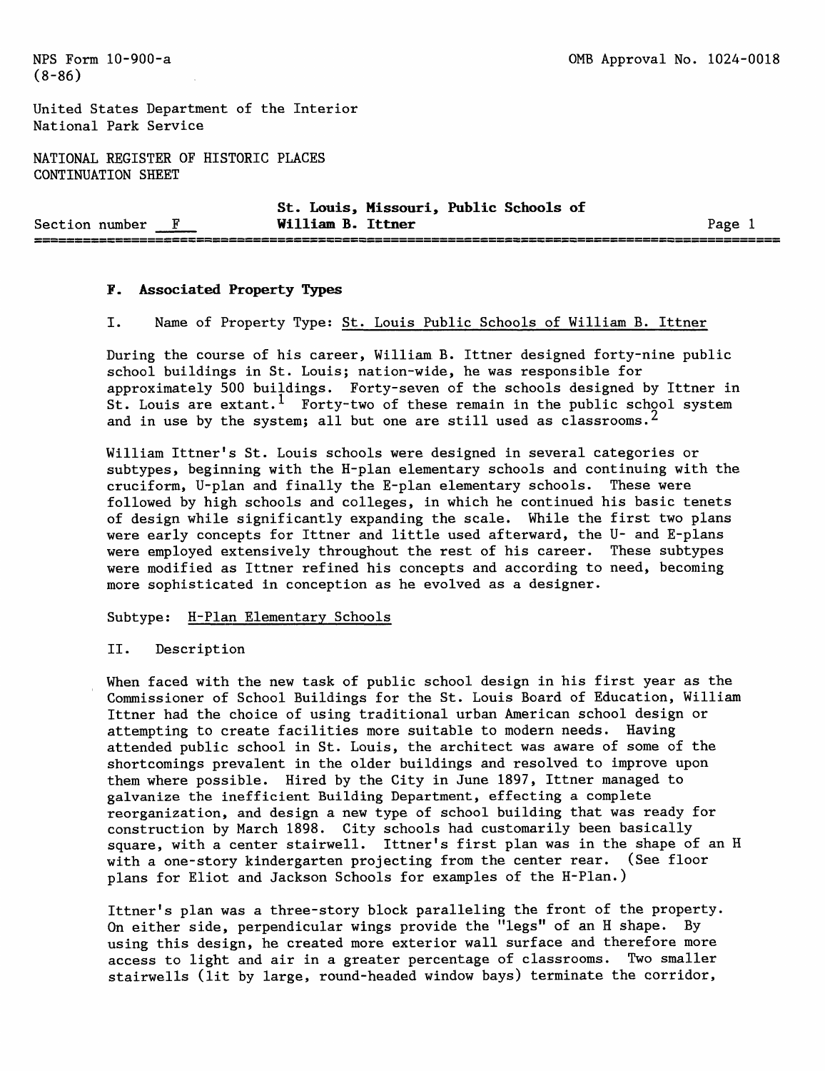## F. Associated Property Types

I. Name of Property Type: St. Louis Public Schools of William B. Ittner

During the course of his career, William B. Ittner designed forty-nine public school buildings in St. Louis; nation-wide, he was responsible for approximately 500 buildings. Forty-seven of the schools designed by Ittner in St. Louis are extant.[1] Forty-two of these remain in the public school system and in use by the system; all but one are still used as classrooms.[2]

William Ittner's St. Louis schools were designed in several categories or subtypes, beginning with the H-plan elementary schools and continuing with the cruciform, U-plan and finally the E-plan elementary schools. These were followed by high schools and colleges, in which he continued his basic tenets of design while significantly expanding the scale. While the first two plans were early concepts for Ittner and little used afterward, the U- and E-plans were employed extensively throughout the rest of his career. These subtypes were modified as Ittner refined his concepts and according to need, becoming more sophisticated in conception as he evolved as a designer.

Subtype: H-Plan Elementary Schools

II. Description

When faced with the new task of public school design in his first year as the Commissioner of School Buildings for the St. Louis Board of Education, William Ittner had the choice of using traditional urban American school design or attempting to create facilities more suitable to modern needs. Having attended public school in St. Louis, the architect was aware of some of the shortcomings prevalent in the older buildings and resolved to improve upon them where possible. Hired by the City in June 1897, Ittner managed to galvanize the inefficient Building Department, effecting a complete reorganization, and design a new type of school building that was ready for construction by March 1898. City schools had customarily been basically square, with a center stairwell. Ittner's first plan was in the shape of an H with a one-story kindergarten projecting from the center rear. (See floor plans for Eliot and Jackson Schools for examples of the H-Plan.)

Ittner's plan was a three-story block paralleling the front of the property. On either side, perpendicular wings provide the "legs" of an H shape. By using this design, he created more exterior wall surface and therefore more access to light and air in a greater percentage of classrooms. Two smaller stairwells (lit by large, round-headed window bays) terminate the corridor,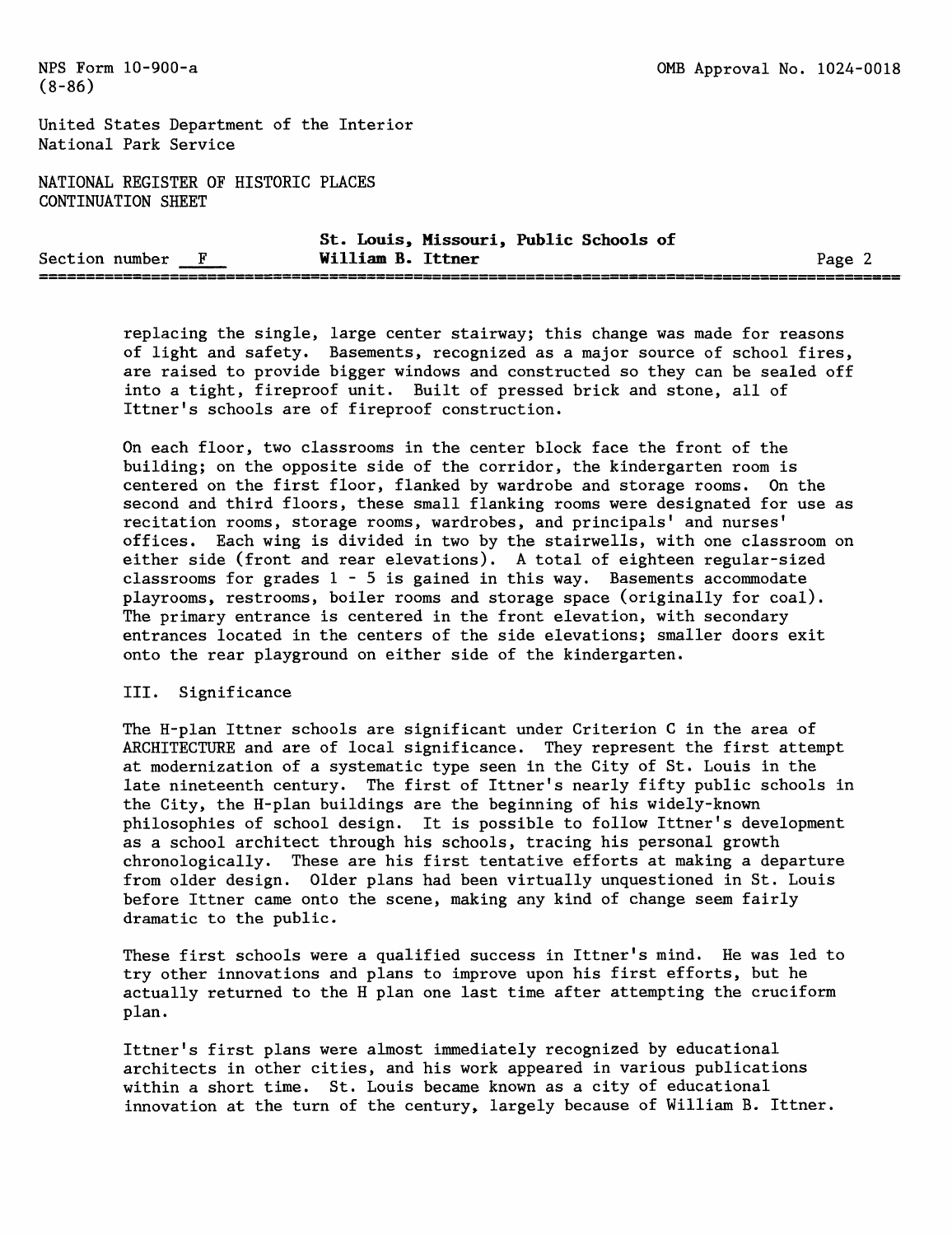replacing the single, large center stairway; this change was made for reasons of light and safety. Basements, recognized as a major source of school fires, are raised to provide bigger windows and constructed so they can be sealed off into a tight, fireproof unit. Built of pressed brick and stone, all of Ittner's schools are of fireproof construction.

On each floor, two classrooms in the center block face the front of the building; on the opposite side of the corridor, the kindergarten room is centered on the first floor, flanked by wardrobe and storage rooms. On the second and third floors, these small flanking rooms were designated for use as recitation rooms, storage rooms, wardrobes, and principals' and nurses' offices. Each wing is divided in two by the stairwells, with one classroom on either side (front and rear elevations). A total of eighteen regular-sized classrooms for grades 1 - 5 is gained in this way. Basements accommodate playrooms, restrooms, boiler rooms and storage space (originally for coal). The primary entrance is centered in the front elevation, with secondary entrances located in the centers of the side elevations; smaller doors exit onto the rear playground on either side of the kindergarten.

## III. Significance

The H-plan Ittner schools are significant under Criterion C in the area of ARCHITECTURE and are of local significance. They represent the first attempt at modernization of a systematic type seen in the City of St. Louis in the late nineteenth century. The first of Ittner's nearly fifty public schools in the City, the H-plan buildings are the beginning of his widely-known philosophies of school design. It is possible to follow Ittner's development as a school architect through his schools, tracing his personal growth chronologically. These are his first tentative efforts at making a departure from older design. Older plans had been virtually unquestioned in St. Louis before Ittner came onto the scene, making any kind of change seem fairly dramatic to the public.

These first schools were a qualified success in Ittner's mind. He was led to try other innovations and plans to improve upon his first efforts, but he actually returned to the H plan one last time after attempting the cruciform plan.

Ittner's first plans were almost immediately recognized by educational architects in other cities, and his work appeared in various publications within a short time. St. Louis became known as a city of educational innovation at the turn of the century, largely because of William B. Ittner.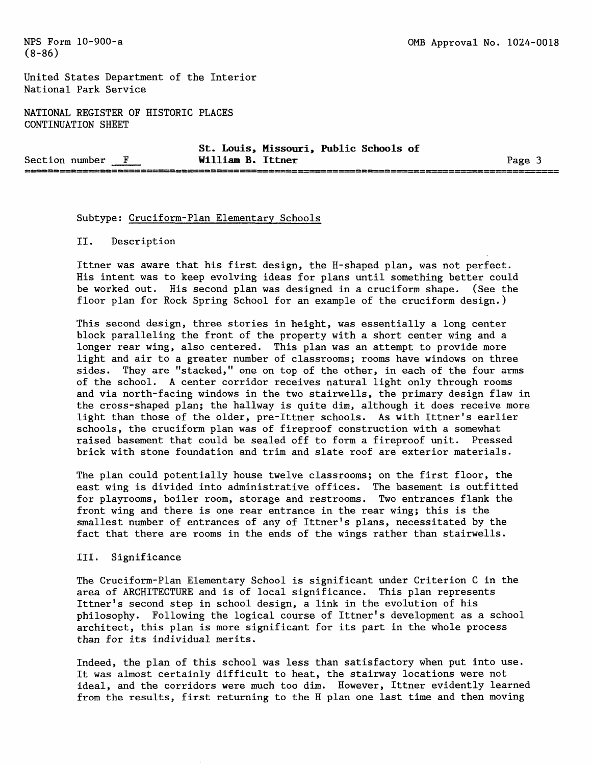Subtype: Cruciform-Plan Elementary Schools

II. Description

Ittner was aware that his first design, the H-shaped plan, was not perfect. His intent was to keep evolving ideas for plans until something better could be worked out. His second plan was designed in a cruciform shape. (See the floor plan for Rock Spring School for an example of the cruciform design.)

This second design, three stories in height, was essentially a long center block paralleling the front of the property with a short center wing and a longer rear wing, also centered. This plan was an attempt to provide more light and air to a greater number of classrooms; rooms have windows on three sides. They are "stacked," one on top of the other, in each of the four arms of the school. A center corridor receives natural light only through rooms and via north-facing windows in the two stairwells, the primary design flaw in the cross-shaped plan; the hallway is quite dim, although it does receive more light than those of the older, pre-Ittner schools. As with Ittner's earlier schools, the cruciform plan was of fireproof construction with a somewhat raised basement that could be sealed off to form a fireproof unit. Pressed brick with stone foundation and trim and slate roof are exterior materials.

The plan could potentially house twelve classrooms; on the first floor, the east wing is divided into administrative offices. The basement is outfitted for playrooms, boiler room, storage and restrooms. Two entrances flank the front wing and there is one rear entrance in the rear wing; this is the smallest number of entrances of any of Ittner's plans, necessitated by the fact that there are rooms in the ends of the wings rather than stairwells.

III. Significance

The Cruciform-Plan Elementary School is significant under Criterion C in the area of ARCHITECTURE and is of local significance. This plan represents Ittner's second step in school design, a link in the evolution of his philosophy. Following the logical course of Ittner's development as a school architect, this plan is more significant for its part in the whole process than for its individual merits.

Indeed, the plan of this school was less than satisfactory when put into use. It was almost certainly difficult to heat, the stairway locations were not ideal, and the corridors were much too dim. However, Ittner evidently learned from the results, first returning to the H plan one last time and then moving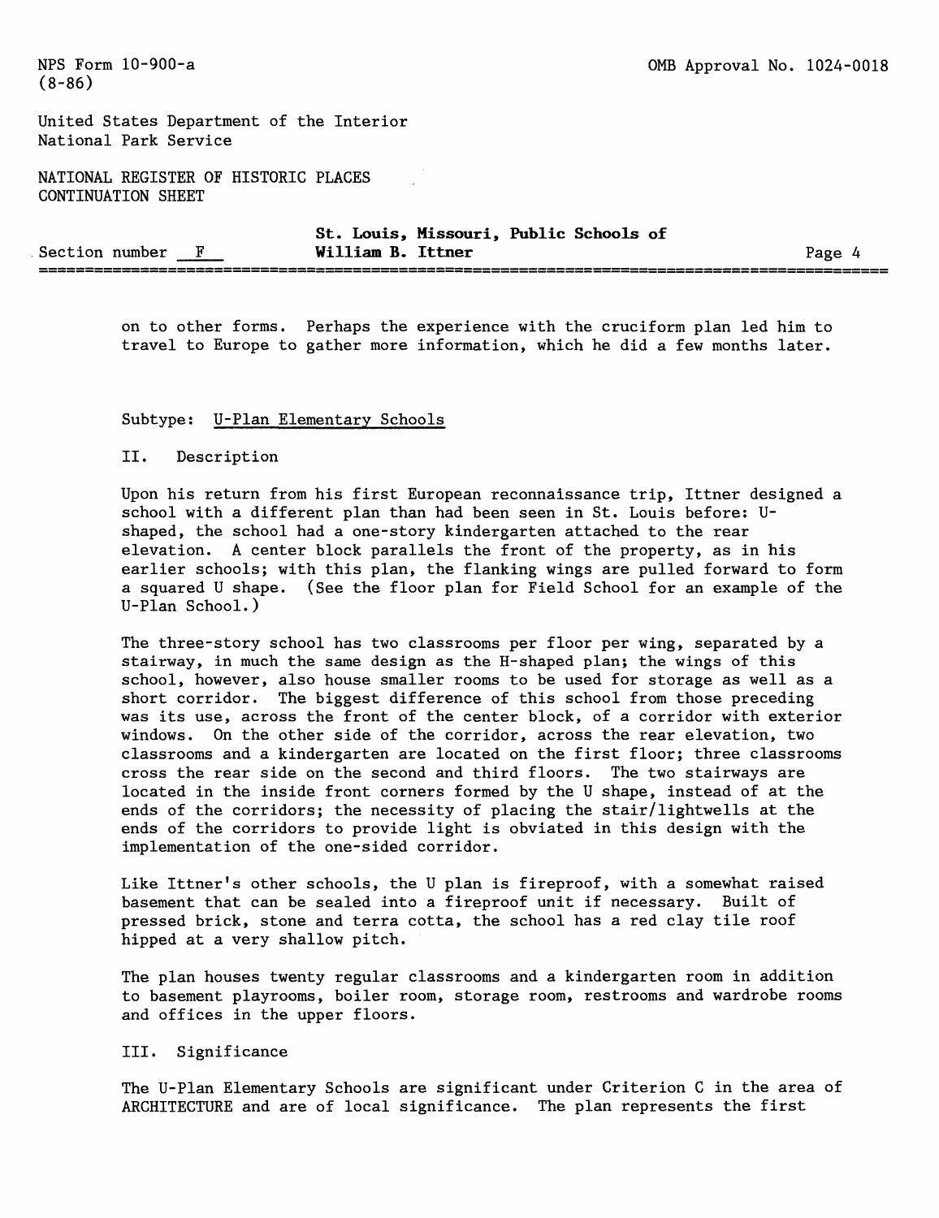on to other forms. Perhaps the experience with the cruciform plan led him to travel to Europe to gather more information, which he did a few months later.

Subtype: U-Plan Elementary Schools

II. Description

Upon his return from his first European reconnaissance trip, Ittner designed a school with a different plan than had been seen in St. Louis before: U-shaped, the school had a one-story kindergarten attached to the rear elevation. A center block parallels the front of the property, as in his earlier schools; with this plan, the flanking wings are pulled forward to form a squared U shape. (See the floor plan for Field School for an example of the U-Plan School.)

The three-story school has two classrooms per floor per wing, separated by a stairway, in much the same design as the H-shaped plan; the wings of this school, however, also house smaller rooms to be used for storage as well as a short corridor. The biggest difference of this school from those preceding was its use, across the front of the center block, of a corridor with exterior windows. On the other side of the corridor, across the rear elevation, two classrooms and a kindergarten are located on the first floor; three classrooms cross the rear side on the second and third floors. The two stairways are located in the inside front corners formed by the U shape, instead of at the ends of the corridors; the necessity of placing the stair/lightwells at the ends of the corridors to provide light is obviated in this design with the implementation of the one-sided corridor.

Like Ittner's other schools, the U plan is fireproof, with a somewhat raised basement that can be sealed into a fireproof unit if necessary. Built of pressed brick, stone and terra cotta, the school has a red clay tile roof hipped at a very shallow pitch.

The plan houses twenty regular classrooms and a kindergarten room in addition to basement playrooms, boiler room, storage room, restrooms and wardrobe rooms and offices in the upper floors.

III. Significance

The U-Plan Elementary Schools are significant under Criterion C in the area of ARCHITECTURE and are of local significance. The plan represents the first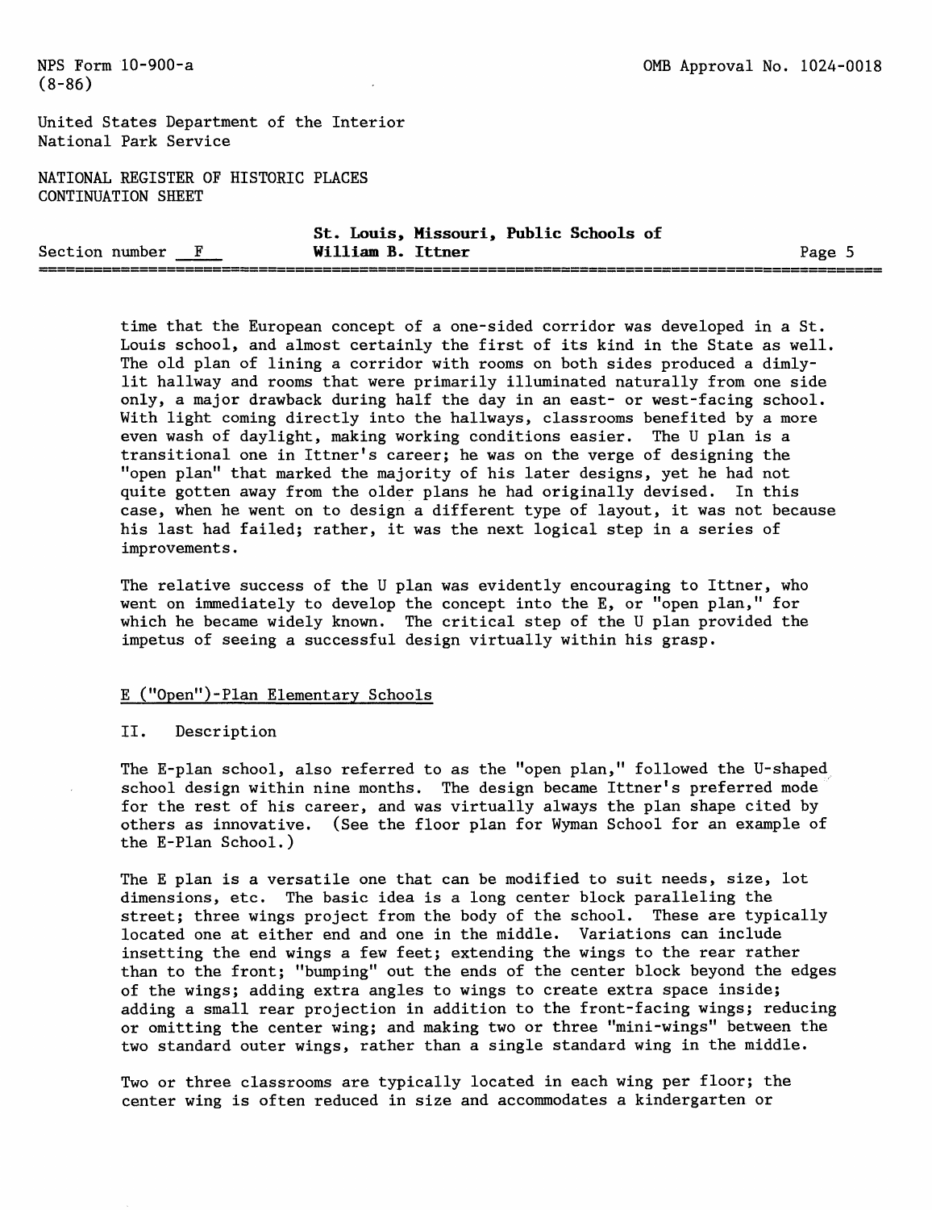time that the European concept of a one-sided corridor was developed in a St. Louis school, and almost certainly the first of its kind in the State as well. The old plan of lining a corridor with rooms on both sides produced a dimly-lit hallway and rooms that were primarily illuminated naturally from one side only, a major drawback during half the day in an east- or west-facing school. With light coming directly into the hallways, classrooms benefited by a more even wash of daylight, making working conditions easier. The U plan is a transitional one in Ittner's career; he was on the verge of designing the "open plan" that marked the majority of his later designs, yet he had not quite gotten away from the older plans he had originally devised. In this case, when he went on to design a different type of layout, it was not because his last had failed; rather, it was the next logical step in a series of improvements.

The relative success of the U plan was evidently encouraging to Ittner, who went on immediately to develop the concept into the E, or "open plan," for which he became widely known. The critical step of the U plan provided the impetus of seeing a successful design virtually within his grasp.

## E ("Open")-Plan Elementary Schools

### II. Description

The E-plan school, also referred to as the "open plan," followed the U-shaped school design within nine months. The design became Ittner's preferred mode for the rest of his career, and was virtually always the plan shape cited by others as innovative. (See the floor plan for Wyman School for an example of the E-Plan School.)

The E plan is a versatile one that can be modified to suit needs, size, lot dimensions, etc. The basic idea is a long center block paralleling the street; three wings project from the body of the school. These are typically located one at either end and one in the middle. Variations can include insetting the end wings a few feet; extending the wings to the rear rather than to the front; "bumping" out the ends of the center block beyond the edges of the wings; adding extra angles to wings to create extra space inside; adding a small rear projection in addition to the front-facing wings; reducing or omitting the center wing; and making two or three "mini-wings" between the two standard outer wings, rather than a single standard wing in the middle.

Two or three classrooms are typically located in each wing per floor; the center wing is often reduced in size and accommodates a kindergarten or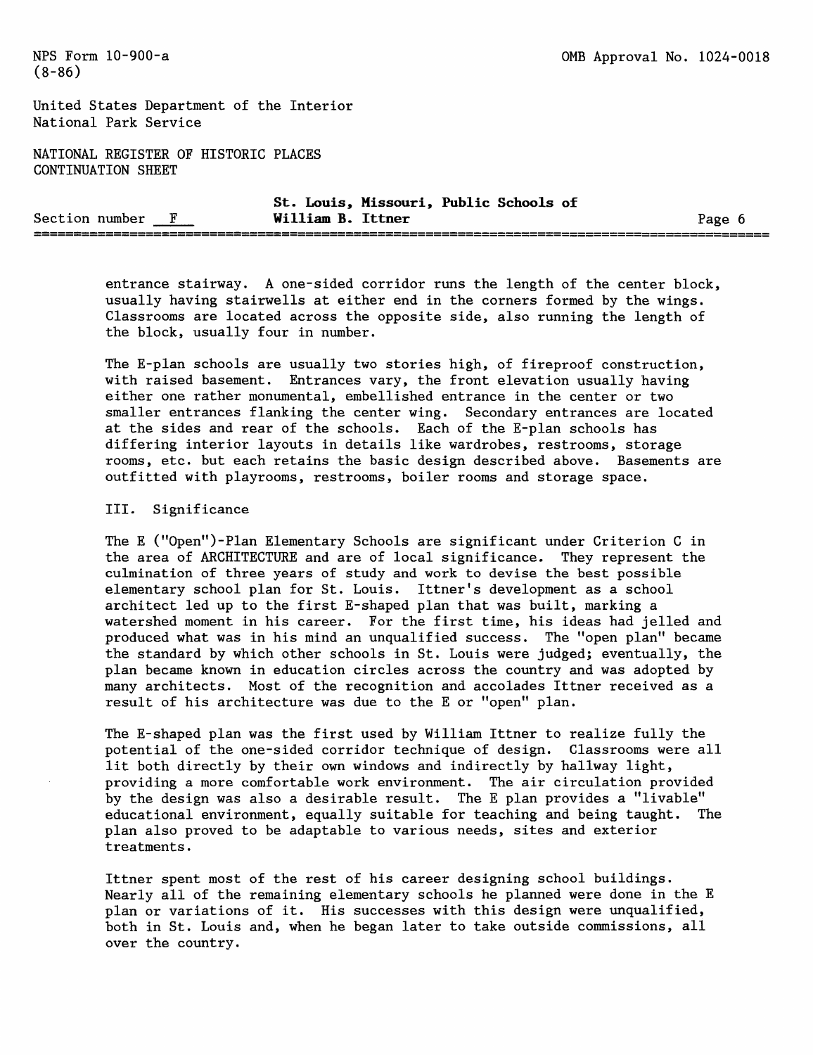entrance stairway. A one-sided corridor runs the length of the center block, usually having stairwells at either end in the corners formed by the wings. Classrooms are located across the opposite side, also running the length of the block, usually four in number.

The E-plan schools are usually two stories high, of fireproof construction, with raised basement. Entrances vary, the front elevation usually having either one rather monumental, embellished entrance in the center or two smaller entrances flanking the center wing. Secondary entrances are located at the sides and rear of the schools. Each of the E-plan schools has differing interior layouts in details like wardrobes, restrooms, storage rooms, etc. but each retains the basic design described above. Basements are outfitted with playrooms, restrooms, boiler rooms and storage space.

III. Significance

The E ("Open")-Plan Elementary Schools are significant under Criterion C in the area of ARCHITECTURE and are of local significance. They represent the culmination of three years of study and work to devise the best possible elementary school plan for St. Louis. Ittner's development as a school architect led up to the first E-shaped plan that was built, marking a watershed moment in his career. For the first time, his ideas had jelled and produced what was in his mind an unqualified success. The "open plan" became the standard by which other schools in St. Louis were judged; eventually, the plan became known in education circles across the country and was adopted by many architects. Most of the recognition and accolades Ittner received as a result of his architecture was due to the E or "open" plan.

The E-shaped plan was the first used by William Ittner to realize fully the potential of the one-sided corridor technique of design. Classrooms were all lit both directly by their own windows and indirectly by hallway light, providing a more comfortable work environment. The air circulation provided by the design was also a desirable result. The E plan provides a "livable" educational environment, equally suitable for teaching and being taught. The plan also proved to be adaptable to various needs, sites and exterior treatments.

Ittner spent most of the rest of his career designing school buildings. Nearly all of the remaining elementary schools he planned were done in the E plan or variations of it. His successes with this design were unqualified, both in St. Louis and, when he began later to take outside commissions, all over the country.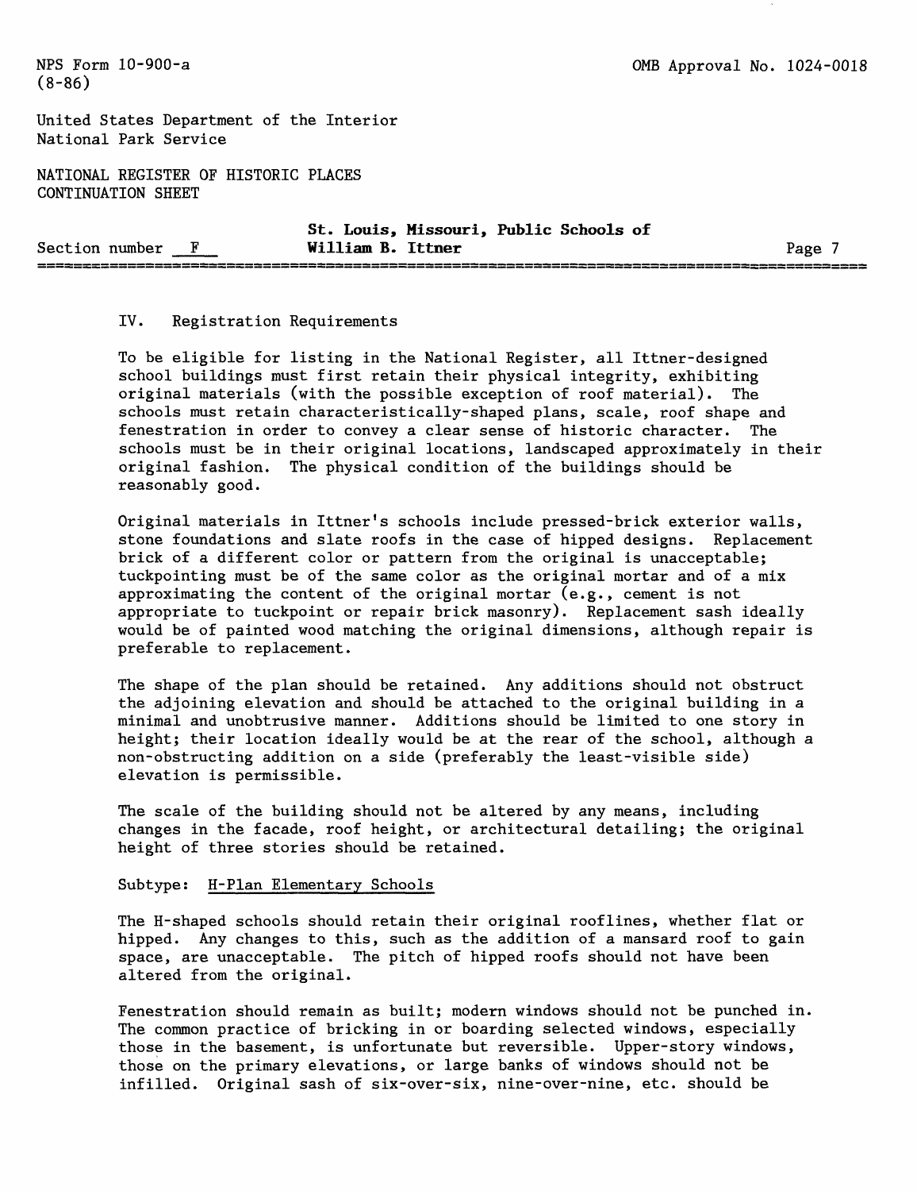## IV. Registration Requirements

To be eligible for listing in the National Register, all Ittner-designed school buildings must first retain their physical integrity, exhibiting original materials (with the possible exception of roof material). The schools must retain characteristically-shaped plans, scale, roof shape and fenestration in order to convey a clear sense of historic character. The schools must be in their original locations, landscaped approximately in their original fashion. The physical condition of the buildings should be reasonably good.

Original materials in Ittner's schools include pressed-brick exterior walls, stone foundations and slate roofs in the case of hipped designs. Replacement brick of a different color or pattern from the original is unacceptable; tuckpointing must be of the same color as the original mortar and of a mix approximating the content of the original mortar (e.g., cement is not appropriate to tuckpoint or repair brick masonry). Replacement sash ideally would be of painted wood matching the original dimensions, although repair is preferable to replacement.

The shape of the plan should be retained. Any additions should not obstruct the adjoining elevation and should be attached to the original building in a minimal and unobtrusive manner. Additions should be limited to one story in height; their location ideally would be at the rear of the school, although a non-obstructing addition on a side (preferably the least-visible side) elevation is permissible.

The scale of the building should not be altered by any means, including changes in the facade, roof height, or architectural detailing; the original height of three stories should be retained.

Subtype: <u>H-Plan Elementary Schools</u>

The H-shaped schools should retain their original rooflines, whether flat or hipped. Any changes to this, such as the addition of a mansard roof to gain space, are unacceptable. The pitch of hipped roofs should not have been altered from the original.

Fenestration should remain as built; modern windows should not be punched in. The common practice of bricking in or boarding selected windows, especially those in the basement, is unfortunate but reversible. Upper-story windows, those on the primary elevations, or large banks of windows should not be infilled. Original sash of six-over-six, nine-over-nine, etc. should be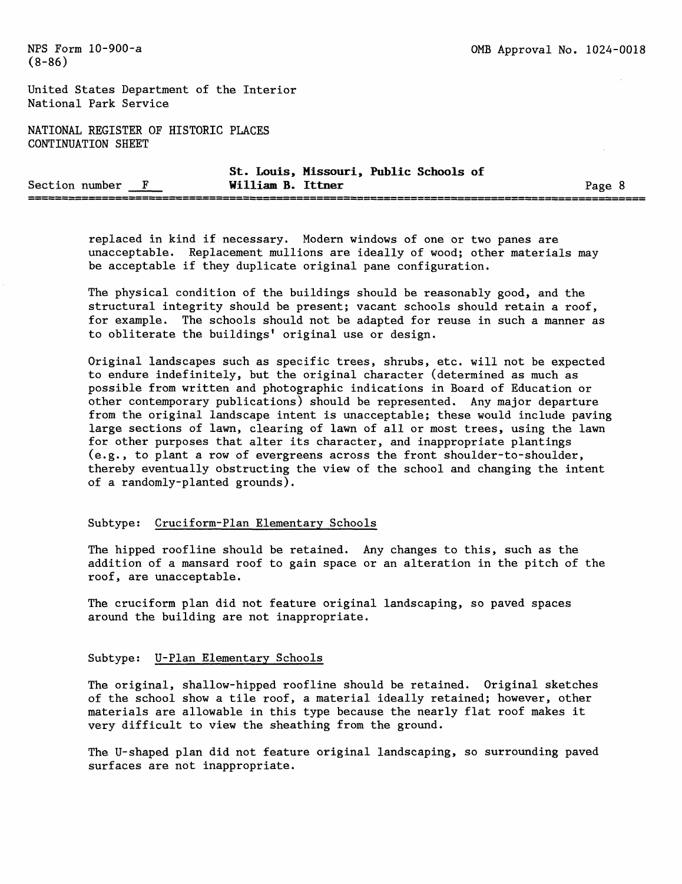replaced in kind if necessary. Modern windows of one or two panes are unacceptable. Replacement mullions are ideally of wood; other materials may be acceptable if they duplicate original pane configuration.

The physical condition of the buildings should be reasonably good, and the structural integrity should be present; vacant schools should retain a roof, for example. The schools should not be adapted for reuse in such a manner as to obliterate the buildings' original use or design.

Original landscapes such as specific trees, shrubs, etc. will not be expected to endure indefinitely, but the original character (determined as much as possible from written and photographic indications in Board of Education or other contemporary publications) should be represented. Any major departure from the original landscape intent is unacceptable; these would include paving large sections of lawn, clearing of lawn of all or most trees, using the lawn for other purposes that alter its character, and inappropriate plantings (e.g., to plant a row of evergreens across the front shoulder-to-shoulder, thereby eventually obstructing the view of the school and changing the intent of a randomly-planted grounds).

Subtype: Cruciform-Plan Elementary Schools

The hipped roofline should be retained. Any changes to this, such as the addition of a mansard roof to gain space or an alteration in the pitch of the roof, are unacceptable.

The cruciform plan did not feature original landscaping, so paved spaces around the building are not inappropriate.

Subtype: U-Plan Elementary Schools

The original, shallow-hipped roofline should be retained. Original sketches of the school show a tile roof, a material ideally retained; however, other materials are allowable in this type because the nearly flat roof makes it very difficult to view the sheathing from the ground.

The U-shaped plan did not feature original landscaping, so surrounding paved surfaces are not inappropriate.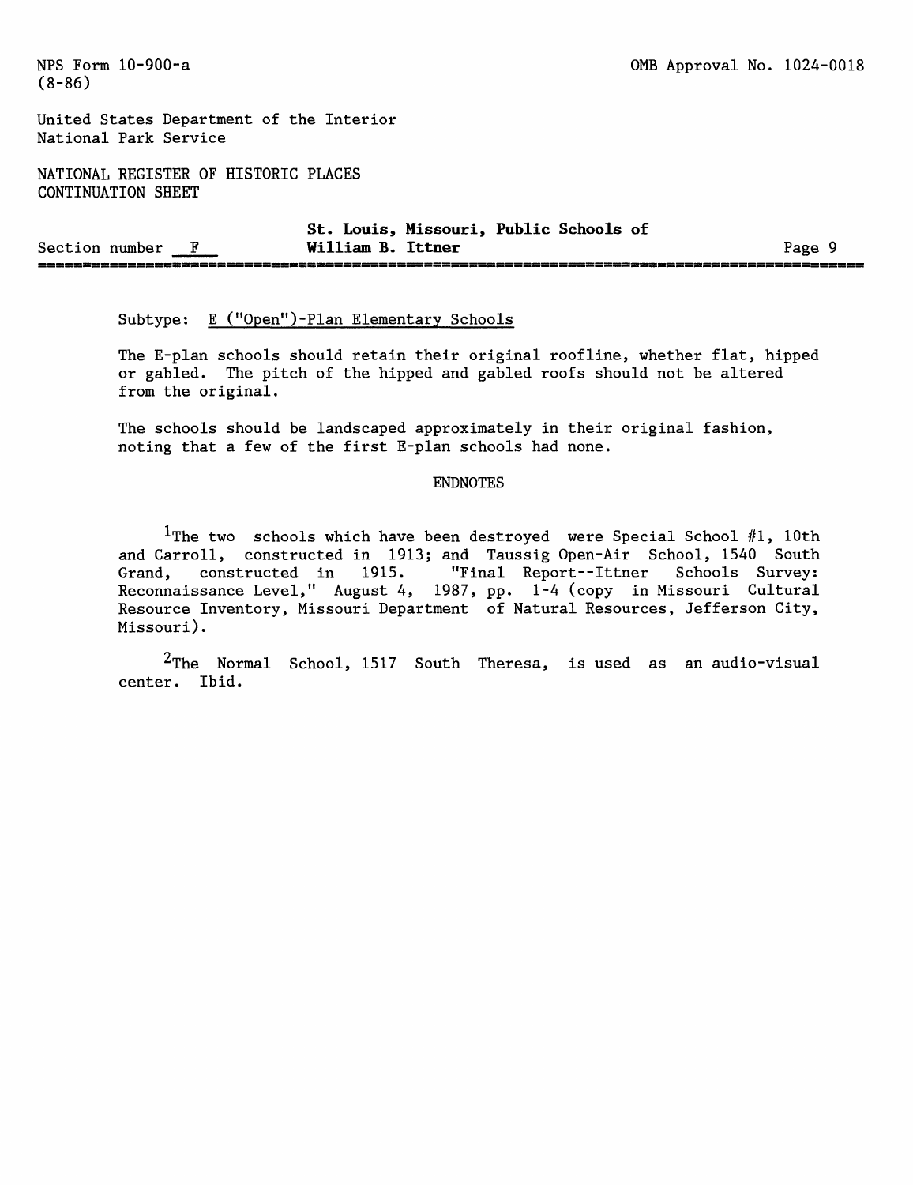Subtype: E ("Open")-Plan Elementary Schools

The E-plan schools should retain their original roofline, whether flat, hipped or gabled. The pitch of the hipped and gabled roofs should not be altered from the original.

The schools should be landscaped approximately in their original fashion, noting that a few of the first E-plan schools had none.

## ENDNOTES

[1]The two schools which have been destroyed were Special School #1, 10th and Carroll, constructed in 1913; and Taussig Open-Air School, 1540 South Grand, constructed in 1915. "Final Report--Ittner Schools Survey: Reconnaissance Level," August 4, 1987, pp. 1-4 (copy in Missouri Cultural Resource Inventory, Missouri Department of Natural Resources, Jefferson City, Missouri).

[2]The Normal School, 1517 South Theresa, is used as an audio-visual center. Ibid.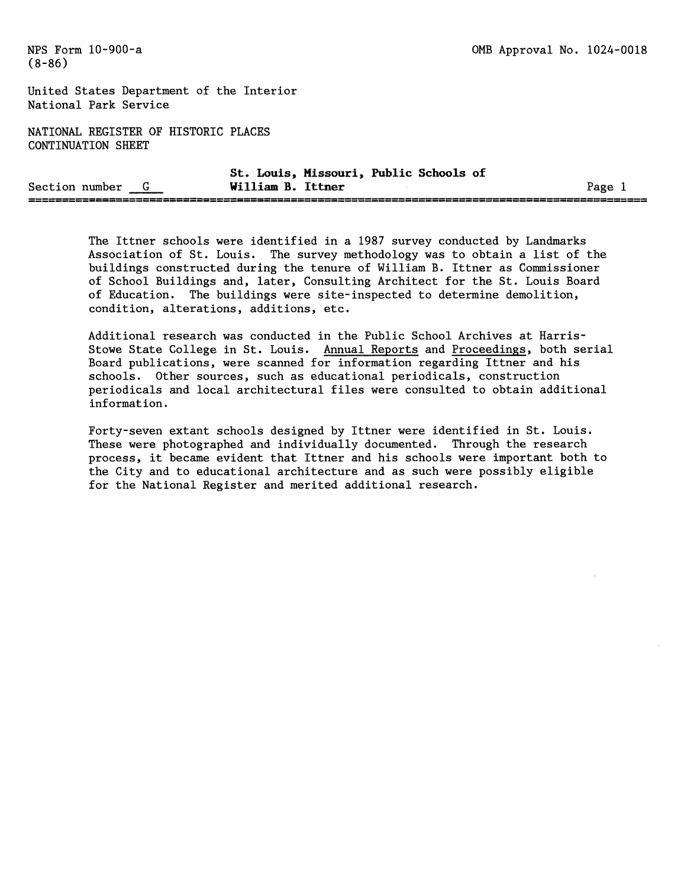The Ittner schools were identified in a 1987 survey conducted by Landmarks Association of St. Louis. The survey methodology was to obtain a list of the buildings constructed during the tenure of William B. Ittner as Commissioner of School Buildings and, later, Consulting Architect for the St. Louis Board of Education. The buildings were site-inspected to determine demolition, condition, alterations, additions, etc.

Additional research was conducted in the Public School Archives at Harris-Stowe State College in St. Louis. Annual Reports and Proceedings, both serial Board publications, were scanned for information regarding Ittner and his schools. Other sources, such as educational periodicals, construction periodicals and local architectural files were consulted to obtain additional information.

Forty-seven extant schools designed by Ittner were identified in St. Louis. These were photographed and individually documented. Through the research process, it became evident that Ittner and his schools were important both to the City and to educational architecture and as such were possibly eligible for the National Register and merited additional research.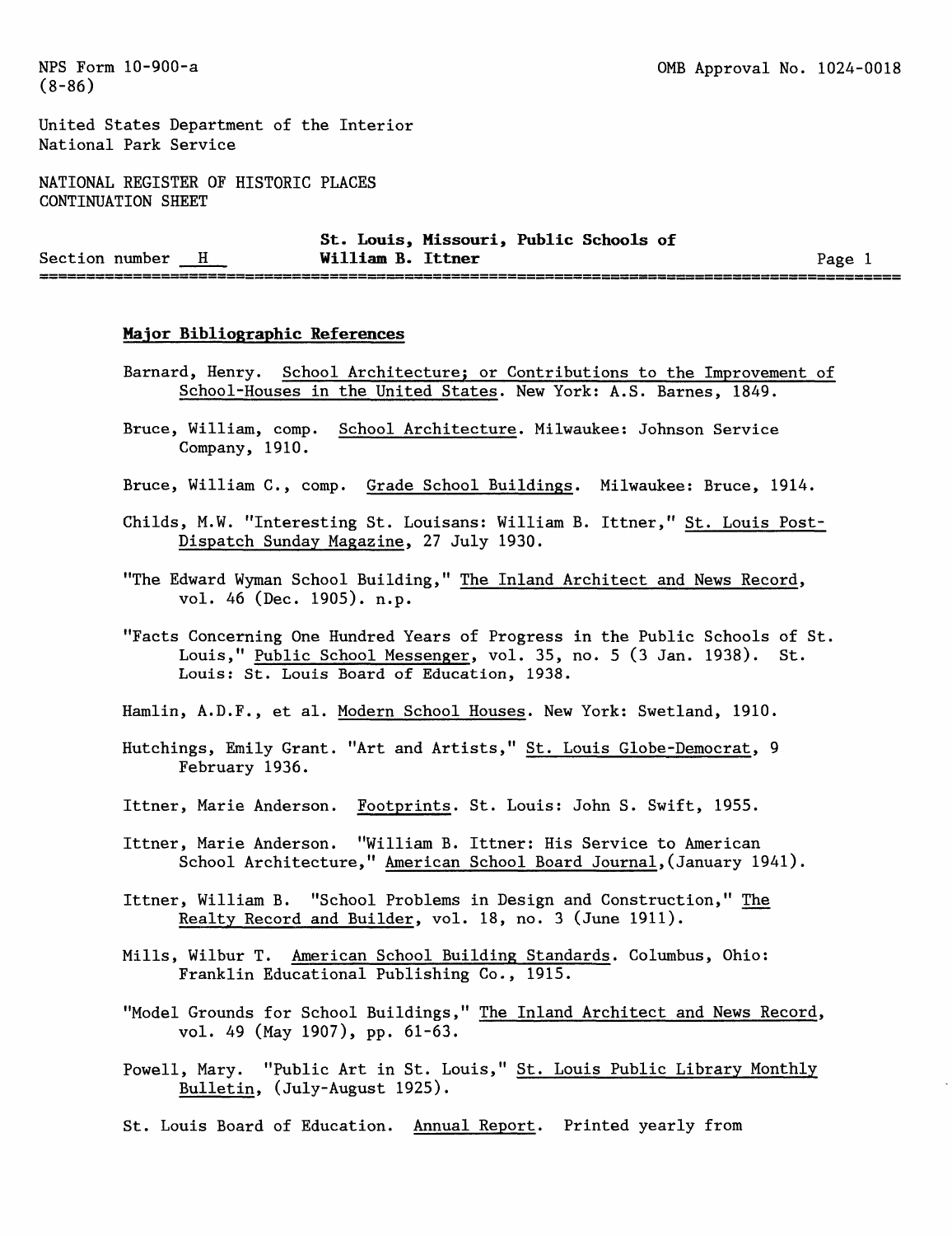## Major Bibliographic References

Barnard, Henry. School Architecture; or Contributions to the Improvement of School-Houses in the United States. New York: A.S. Barnes, 1849.

Bruce, William, comp. School Architecture. Milwaukee: Johnson Service Company, 1910.

Bruce, William C., comp. Grade School Buildings. Milwaukee: Bruce, 1914.

Childs, M.W. "Interesting St. Louisans: William B. Ittner," St. Louis Post-Dispatch Sunday Magazine, 27 July 1930.

"The Edward Wyman School Building," The Inland Architect and News Record, vol. 46 (Dec. 1905). n.p.

"Facts Concerning One Hundred Years of Progress in the Public Schools of St. Louis," Public School Messenger, vol. 35, no. 5 (3 Jan. 1938). St. Louis: St. Louis Board of Education, 1938.

Hamlin, A.D.F., et al. Modern School Houses. New York: Swetland, 1910.

Hutchings, Emily Grant. "Art and Artists," St. Louis Globe-Democrat, 9 February 1936.

Ittner, Marie Anderson. Footprints. St. Louis: John S. Swift, 1955.

Ittner, Marie Anderson. "William B. Ittner: His Service to American School Architecture," American School Board Journal,(January 1941).

Ittner, William B. "School Problems in Design and Construction," The Realty Record and Builder, vol. 18, no. 3 (June 1911).

Mills, Wilbur T. American School Building Standards. Columbus, Ohio: Franklin Educational Publishing Co., 1915.

"Model Grounds for School Buildings," The Inland Architect and News Record, vol. 49 (May 1907), pp. 61-63.

Powell, Mary. "Public Art in St. Louis," St. Louis Public Library Monthly Bulletin, (July-August 1925).

St. Louis Board of Education. Annual Report. Printed yearly from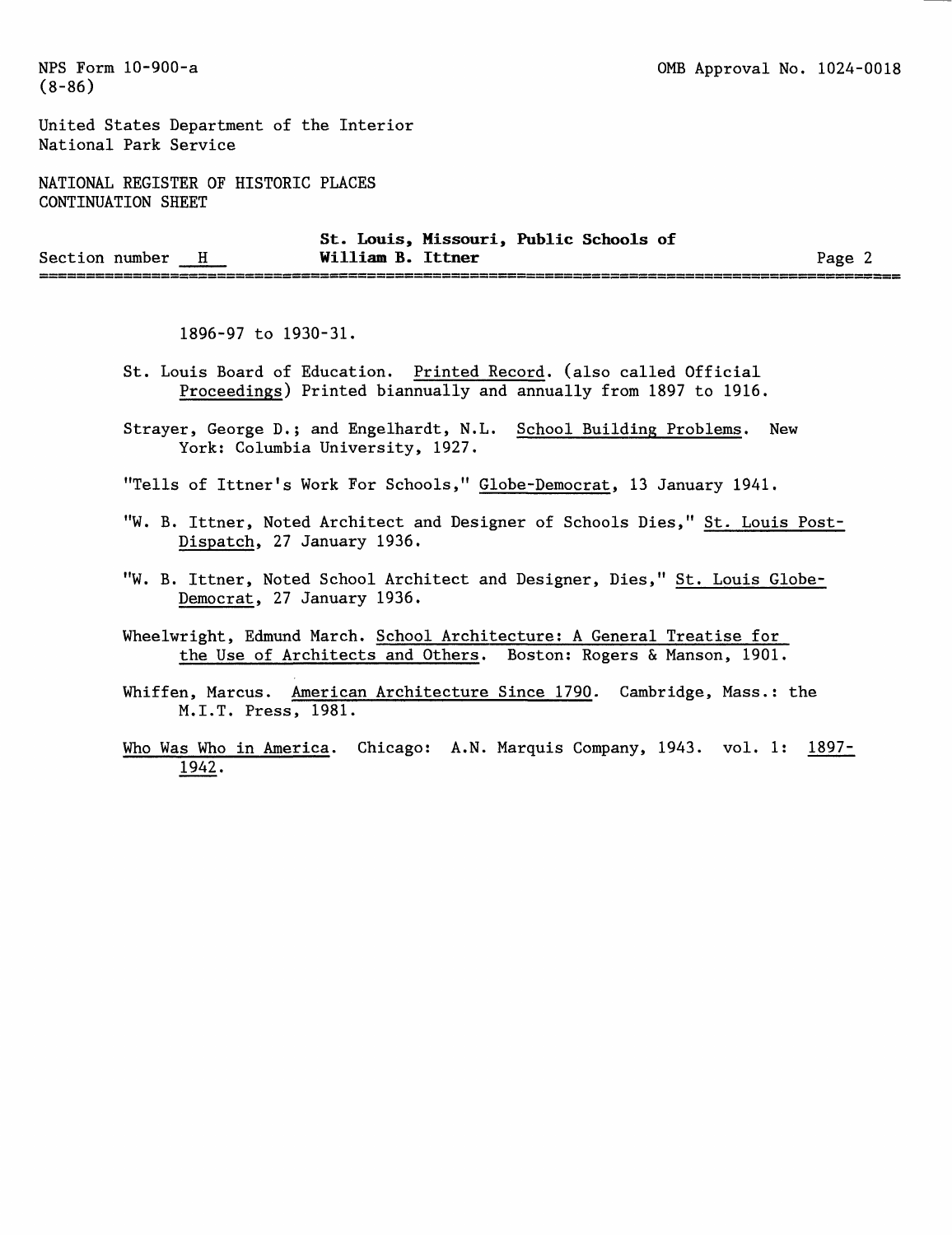1896-97 to 1930-31.

St. Louis Board of Education. Printed Record. (also called Official Proceedings) Printed biannually and annually from 1897 to 1916.

Strayer, George D.; and Engelhardt, N.L. School Building Problems. New York: Columbia University, 1927.

"Tells of Ittner's Work For Schools," Globe-Democrat, 13 January 1941.

"W. B. Ittner, Noted Architect and Designer of Schools Dies," St. Louis Post-Dispatch, 27 January 1936.

"W. B. Ittner, Noted School Architect and Designer, Dies," St. Louis Globe-Democrat, 27 January 1936.

Wheelwright, Edmund March. School Architecture: A General Treatise for the Use of Architects and Others. Boston: Rogers & Manson, 1901.

Whiffen, Marcus. American Architecture Since 1790. Cambridge, Mass.: the M.I.T. Press, 1981.

Who Was Who in America. Chicago: A.N. Marquis Company, 1943. vol. 1: 1897-1942.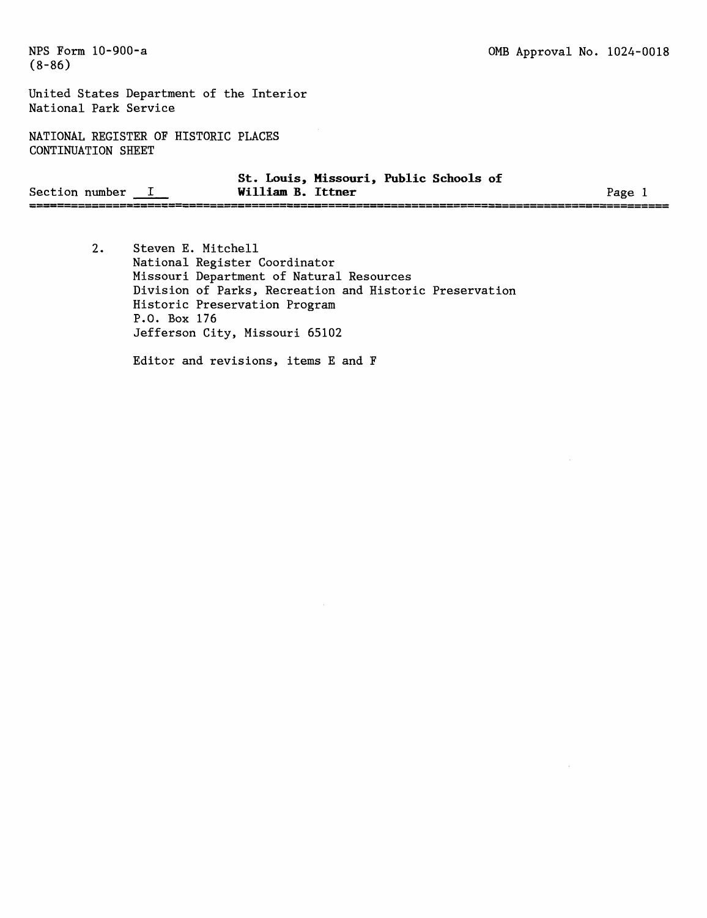2. Steven E. Mitchell
   National Register Coordinator
   Missouri Department of Natural Resources
   Division of Parks, Recreation and Historic Preservation
   Historic Preservation Program
   P.O. Box 176
   Jefferson City, Missouri 65102

   Editor and revisions, items E and F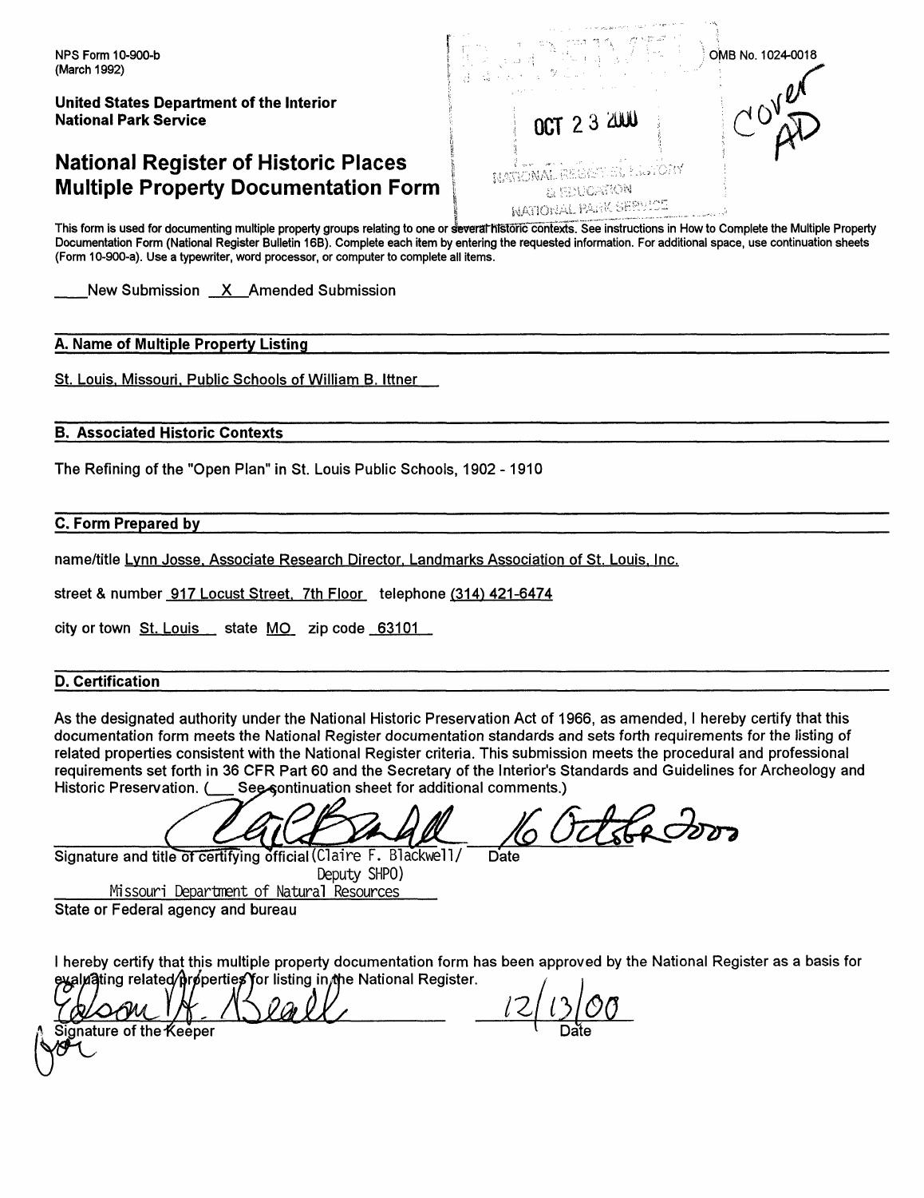NPS Form 10-900-b
(March 1992)

OMB No. 1024-0018

United States Department of the Interior
National Park Service

# National Register of Historic Places Multiple Property Documentation Form

RECEIVED
OCT 23 2000
NATIONAL REGISTER, HISTORY & EDUCATION
NATIONAL PARK SERVICE

cover AD

This form is used for documenting multiple property groups relating to one or several historic contexts. See instructions in How to Complete the Multiple Property Documentation Form (National Register Bulletin 16B). Complete each item by entering the requested information. For additional space, use continuation sheets (Form 10-900-a). Use a typewriter, word processor, or computer to complete all items.

____ New Submission __X__ Amended Submission

## A. Name of Multiple Property Listing

St. Louis, Missouri, Public Schools of William B. Ittner

## B. Associated Historic Contexts

The Refining of the "Open Plan" in St. Louis Public Schools, 1902 - 1910

## C. Form Prepared by

name/title Lynn Josse, Associate Research Director, Landmarks Association of St. Louis, Inc.

street & number 917 Locust Street, 7th Floor telephone (314) 421-6474

city or town St. Louis state MO zip code 63101

## D. Certification

As the designated authority under the National Historic Preservation Act of 1966, as amended, I hereby certify that this documentation form meets the National Register documentation standards and sets forth requirements for the listing of related properties consistent with the National Register criteria. This submission meets the procedural and professional requirements set forth in 36 CFR Part 60 and the Secretary of the Interior's Standards and Guidelines for Archeology and Historic Preservation. (___ See continuation sheet for additional comments.)

[Signature] 16 October 2000

Signature and title of certifying official (Claire F. Blackwell/ Deputy SHPO) Date

Missouri Department of Natural Resources

State or Federal agency and bureau

I hereby certify that this multiple property documentation form has been approved by the National Register as a basis for evaluating related properties for listing in the National Register.

[Signature: Edson H. Beall] 12/13/00

Signature of the Keeper Date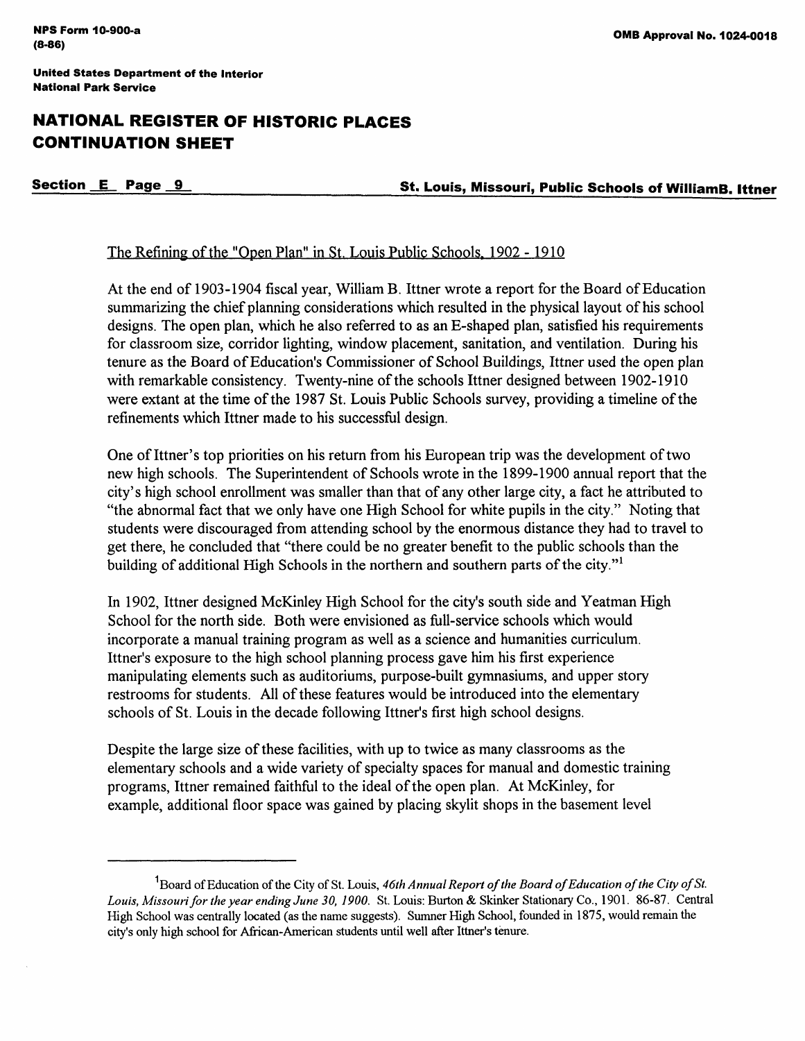The Refining of the "Open Plan" in St. Louis Public Schools, 1902 - 1910

At the end of 1903-1904 fiscal year, William B. Ittner wrote a report for the Board of Education summarizing the chief planning considerations which resulted in the physical layout of his school designs. The open plan, which he also referred to as an E-shaped plan, satisfied his requirements for classroom size, corridor lighting, window placement, sanitation, and ventilation. During his tenure as the Board of Education's Commissioner of School Buildings, Ittner used the open plan with remarkable consistency. Twenty-nine of the schools Ittner designed between 1902-1910 were extant at the time of the 1987 St. Louis Public Schools survey, providing a timeline of the refinements which Ittner made to his successful design.

One of Ittner's top priorities on his return from his European trip was the development of two new high schools. The Superintendent of Schools wrote in the 1899-1900 annual report that the city's high school enrollment was smaller than that of any other large city, a fact he attributed to "the abnormal fact that we only have one High School for white pupils in the city." Noting that students were discouraged from attending school by the enormous distance they had to travel to get there, he concluded that "there could be no greater benefit to the public schools than the building of additional High Schools in the northern and southern parts of the city."[1]

In 1902, Ittner designed McKinley High School for the city's south side and Yeatman High School for the north side. Both were envisioned as full-service schools which would incorporate a manual training program as well as a science and humanities curriculum. Ittner's exposure to the high school planning process gave him his first experience manipulating elements such as auditoriums, purpose-built gymnasiums, and upper story restrooms for students. All of these features would be introduced into the elementary schools of St. Louis in the decade following Ittner's first high school designs.

Despite the large size of these facilities, with up to twice as many classrooms as the elementary schools and a wide variety of specialty spaces for manual and domestic training programs, Ittner remained faithful to the ideal of the open plan. At McKinley, for example, additional floor space was gained by placing skylit shops in the basement level

---

[1]Board of Education of the City of St. Louis, *46th Annual Report of the Board of Education of the City of St. Louis, Missouri for the year ending June 30, 1900.* St. Louis: Burton & Skinker Stationary Co., 1901. 86-87. Central High School was centrally located (as the name suggests). Sumner High School, founded in 1875, would remain the city's only high school for African-American students until well after Ittner's tenure.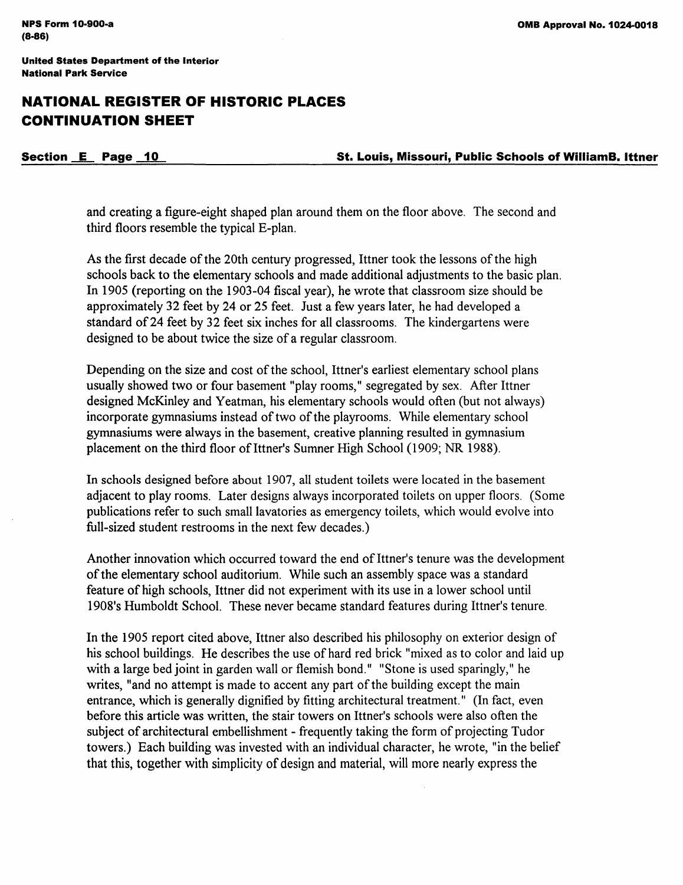and creating a figure-eight shaped plan around them on the floor above. The second and third floors resemble the typical E-plan.

As the first decade of the 20th century progressed, Ittner took the lessons of the high schools back to the elementary schools and made additional adjustments to the basic plan. In 1905 (reporting on the 1903-04 fiscal year), he wrote that classroom size should be approximately 32 feet by 24 or 25 feet. Just a few years later, he had developed a standard of 24 feet by 32 feet six inches for all classrooms. The kindergartens were designed to be about twice the size of a regular classroom.

Depending on the size and cost of the school, Ittner's earliest elementary school plans usually showed two or four basement "play rooms," segregated by sex. After Ittner designed McKinley and Yeatman, his elementary schools would often (but not always) incorporate gymnasiums instead of two of the playrooms. While elementary school gymnasiums were always in the basement, creative planning resulted in gymnasium placement on the third floor of Ittner's Sumner High School (1909; NR 1988).

In schools designed before about 1907, all student toilets were located in the basement adjacent to play rooms. Later designs always incorporated toilets on upper floors. (Some publications refer to such small lavatories as emergency toilets, which would evolve into full-sized student restrooms in the next few decades.)

Another innovation which occurred toward the end of Ittner's tenure was the development of the elementary school auditorium. While such an assembly space was a standard feature of high schools, Ittner did not experiment with its use in a lower school until 1908's Humboldt School. These never became standard features during Ittner's tenure.

In the 1905 report cited above, Ittner also described his philosophy on exterior design of his school buildings. He describes the use of hard red brick "mixed as to color and laid up with a large bed joint in garden wall or flemish bond." "Stone is used sparingly," he writes, "and no attempt is made to accent any part of the building except the main entrance, which is generally dignified by fitting architectural treatment." (In fact, even before this article was written, the stair towers on Ittner's schools were also often the subject of architectural embellishment - frequently taking the form of projecting Tudor towers.) Each building was invested with an individual character, he wrote, "in the belief that this, together with simplicity of design and material, will more nearly express the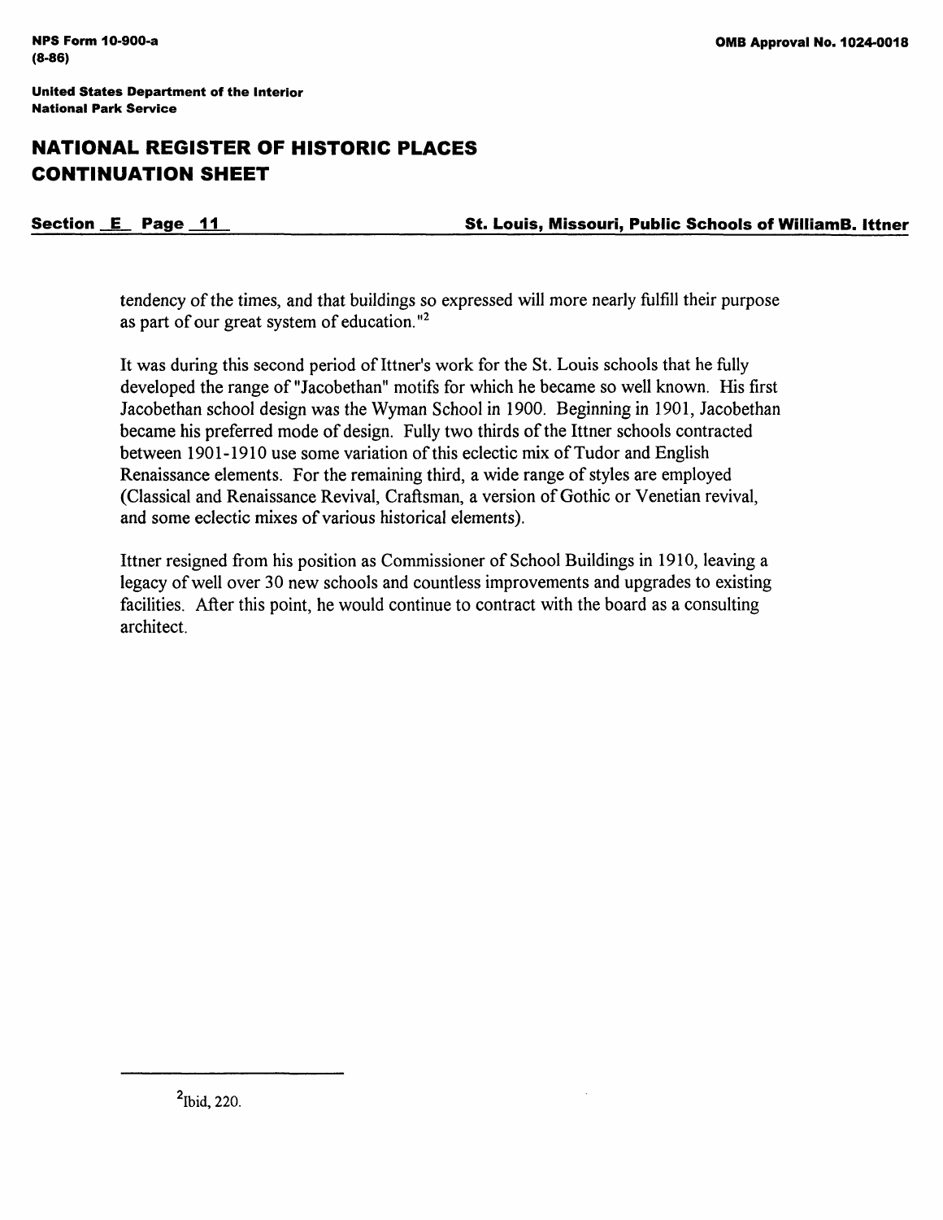tendency of the times, and that buildings so expressed will more nearly fulfill their purpose as part of our great system of education."[2]

It was during this second period of Ittner's work for the St. Louis schools that he fully developed the range of "Jacobethan" motifs for which he became so well known. His first Jacobethan school design was the Wyman School in 1900. Beginning in 1901, Jacobethan became his preferred mode of design. Fully two thirds of the Ittner schools contracted between 1901-1910 use some variation of this eclectic mix of Tudor and English Renaissance elements. For the remaining third, a wide range of styles are employed (Classical and Renaissance Revival, Craftsman, a version of Gothic or Venetian revival, and some eclectic mixes of various historical elements).

Ittner resigned from his position as Commissioner of School Buildings in 1910, leaving a legacy of well over 30 new schools and countless improvements and upgrades to existing facilities. After this point, he would continue to contract with the board as a consulting architect.

---

[2] Ibid, 220.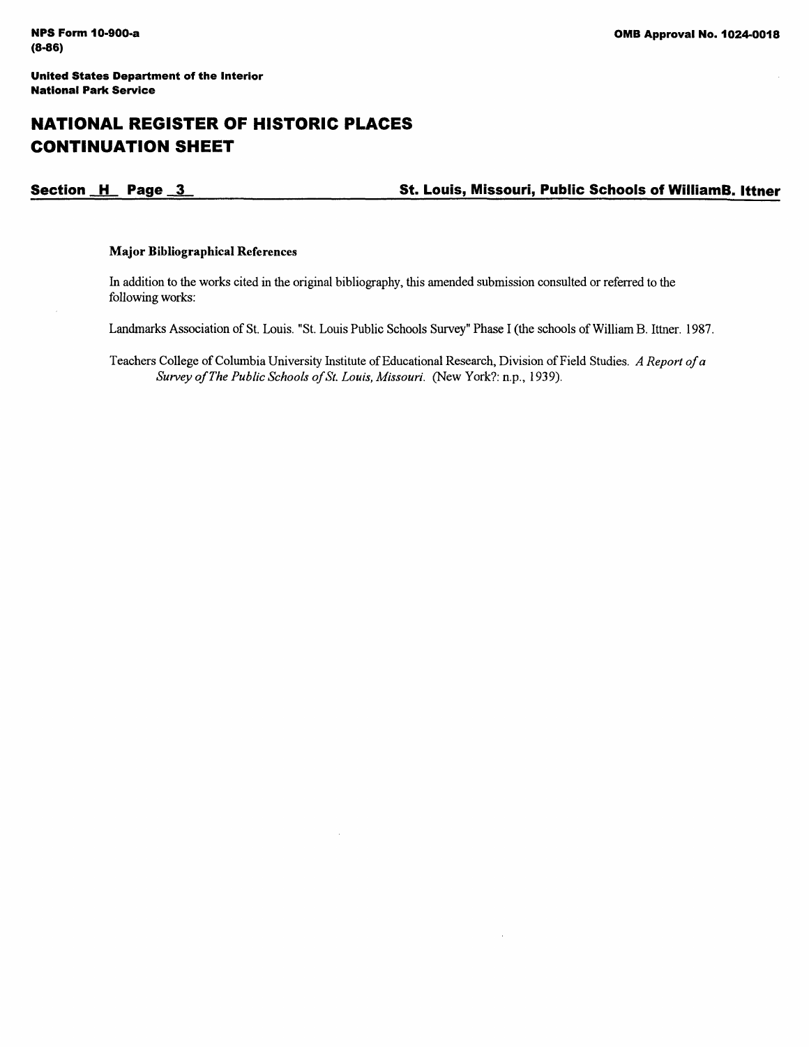**Major Bibliographical References**

In addition to the works cited in the original bibliography, this amended submission consulted or referred to the following works:

Landmarks Association of St. Louis. "St. Louis Public Schools Survey" Phase I (the schools of William B. Ittner. 1987.

Teachers College of Columbia University Institute of Educational Research, Division of Field Studies. *A Report of a Survey of The Public Schools of St. Louis, Missouri.* (New York?: n.p., 1939).